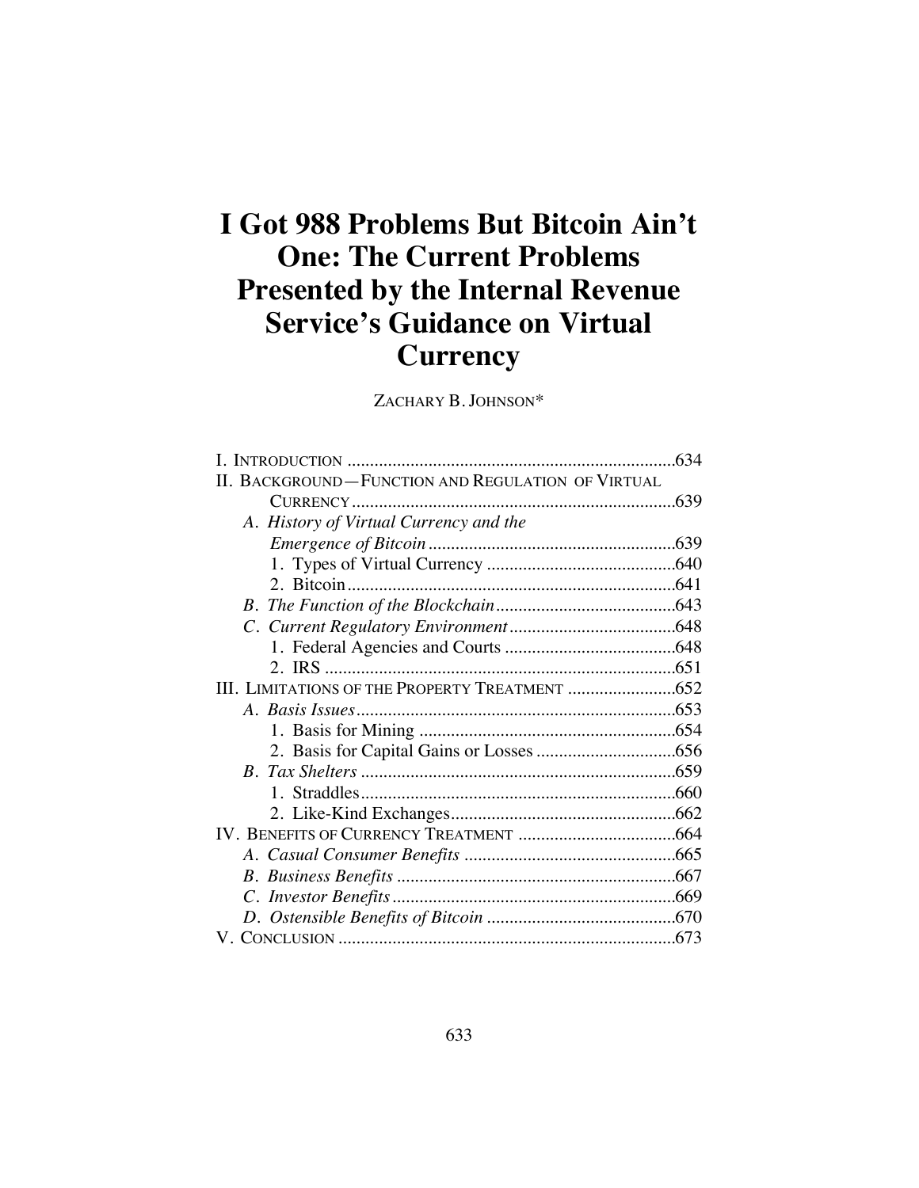# I Got 988 Problems But Bitcoin Ain't One: The Current Problems Presented by the Internal Revenue Service's Guidance on Virtual Currency

ZACHARY B. JOHNSON*

I. INTRODUCTION ........................................................................634
II. BACKGROUND—FUNCTION AND REGULATION OF VIRTUAL CURRENCY ........................................................................639
- *A. History of Virtual Currency and the Emergence of Bitcoin* ........................................................639
  - 1. Types of Virtual Currency ..........................................640
  - 2. Bitcoin ........................................................................641
- *B. The Function of the Blockchain* ........................................643
- *C. Current Regulatory Environment* .....................................648
  - 1. Federal Agencies and Courts ......................................648
  - 2. IRS .............................................................................651

III. LIMITATIONS OF THE PROPERTY TREATMENT ........................652
- *A. Basis Issues* .......................................................................653
  - 1. Basis for Mining .........................................................654
  - 2. Basis for Capital Gains or Losses ...............................656
- *B. Tax Shelters* ......................................................................659
  - 1. Straddles .....................................................................660
  - 2. Like-Kind Exchanges ..................................................662

IV. BENEFITS OF CURRENCY TREATMENT ...................................664
- *A. Casual Consumer Benefits* ...............................................665
- *B. Business Benefits* .............................................................667
- *C. Investor Benefits* ..............................................................669
- *D. Ostensible Benefits of Bitcoin* ..........................................670

V. CONCLUSION ...........................................................................673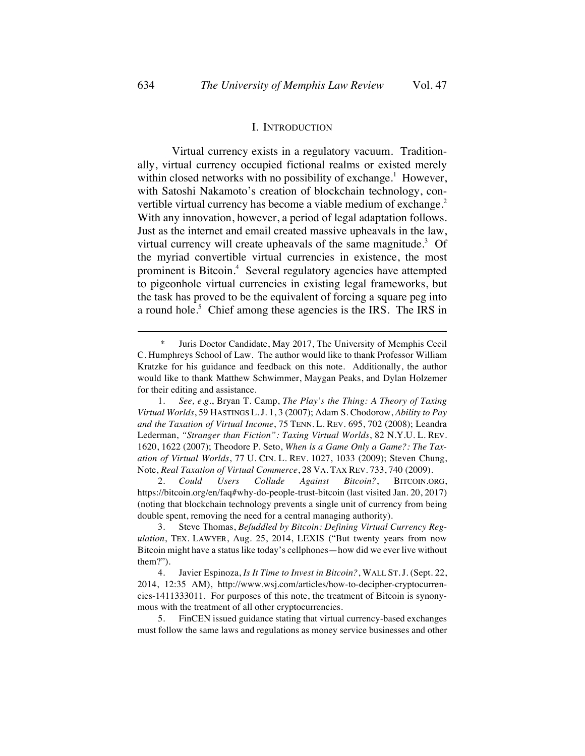## I. INTRODUCTION

Virtual currency exists in a regulatory vacuum. Traditionally, virtual currency occupied fictional realms or existed merely within closed networks with no possibility of exchange.[1] However, with Satoshi Nakamoto's creation of blockchain technology, convertible virtual currency has become a viable medium of exchange.[2] With any innovation, however, a period of legal adaptation follows. Just as the internet and email created massive upheavals in the law, virtual currency will create upheavals of the same magnitude.[3] Of the myriad convertible virtual currencies in existence, the most prominent is Bitcoin.[4] Several regulatory agencies have attempted to pigeonhole virtual currencies in existing legal frameworks, but the task has proved to be the equivalent of forcing a square peg into a round hole.[5] Chief among these agencies is the IRS. The IRS in

---

\* Juris Doctor Candidate, May 2017, The University of Memphis Cecil C. Humphreys School of Law. The author would like to thank Professor William Kratzke for his guidance and feedback on this note. Additionally, the author would like to thank Matthew Schwimmer, Maygan Peaks, and Dylan Holzemer for their editing and assistance.

1. *See, e.g.*, Bryan T. Camp, *The Play's the Thing: A Theory of Taxing Virtual Worlds*, 59 HASTINGS L. J. 1, 3 (2007); Adam S. Chodorow, *Ability to Pay and the Taxation of Virtual Income*, 75 TENN. L. REV. 695, 702 (2008); Leandra Lederman, *"Stranger than Fiction": Taxing Virtual Worlds*, 82 N.Y.U. L. REV. 1620, 1622 (2007); Theodore P. Seto, *When is a Game Only a Game?: The Taxation of Virtual Worlds*, 77 U. CIN. L. REV. 1027, 1033 (2009); Steven Chung, Note, *Real Taxation of Virtual Commerce*, 28 VA. TAX REV. 733, 740 (2009).

2. *Could Users Collude Against Bitcoin?*, BITCOIN.ORG, https://bitcoin.org/en/faq#why-do-people-trust-bitcoin (last visited Jan. 20, 2017) (noting that blockchain technology prevents a single unit of currency from being double spent, removing the need for a central managing authority).

3. Steve Thomas, *Befuddled by Bitcoin: Defining Virtual Currency Regulation*, TEX. LAWYER, Aug. 25, 2014, LEXIS ("But twenty years from now Bitcoin might have a status like today's cellphones—how did we ever live without them?").

4. Javier Espinoza, *Is It Time to Invest in Bitcoin?*, WALL ST. J. (Sept. 22, 2014, 12:35 AM), http://www.wsj.com/articles/how-to-decipher-cryptocurrencies-1411333011. For purposes of this note, the treatment of Bitcoin is synonymous with the treatment of all other cryptocurrencies.

5. FinCEN issued guidance stating that virtual currency-based exchanges must follow the same laws and regulations as money service businesses and other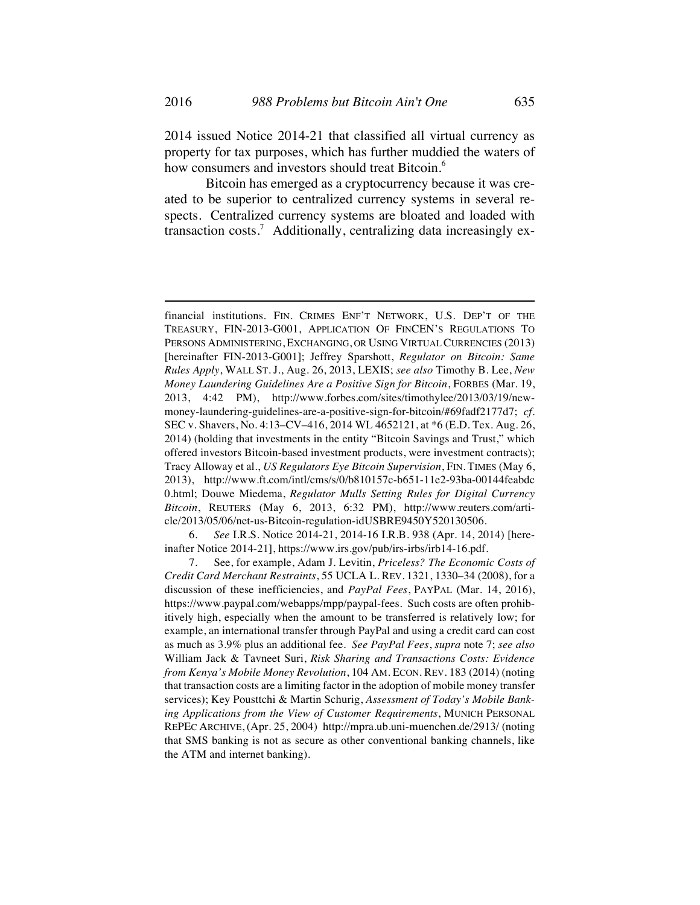2014 issued Notice 2014-21 that classified all virtual currency as property for tax purposes, which has further muddied the waters of how consumers and investors should treat Bitcoin.[6]

Bitcoin has emerged as a cryptocurrency because it was created to be superior to centralized currency systems in several respects. Centralized currency systems are bloated and loaded with transaction costs.[7] Additionally, centralizing data increasingly ex-

---

financial institutions. FIN. CRIMES ENF'T NETWORK, U.S. DEP'T OF THE TREASURY, FIN-2013-G001, APPLICATION OF FINCEN'S REGULATIONS TO PERSONS ADMINISTERING, EXCHANGING, OR USING VIRTUAL CURRENCIES (2013) [hereinafter FIN-2013-G001]; Jeffrey Sparshott, *Regulator on Bitcoin: Same Rules Apply*, WALL ST. J., Aug. 26, 2013, LEXIS; *see also* Timothy B. Lee, *New Money Laundering Guidelines Are a Positive Sign for Bitcoin*, FORBES (Mar. 19, 2013, 4:42 PM), http://www.forbes.com/sites/timothylee/2013/03/19/new-money-laundering-guidelines-are-a-positive-sign-for-bitcoin/#69fadf2177d7; *cf.* SEC v. Shavers, No. 4:13–CV–416, 2014 WL 4652121, at *6 (E.D. Tex. Aug. 26, 2014) (holding that investments in the entity "Bitcoin Savings and Trust," which offered investors Bitcoin-based investment products, were investment contracts); Tracy Alloway et al., *US Regulators Eye Bitcoin Supervision*, FIN. TIMES (May 6, 2013), http://www.ft.com/intl/cms/s/0/b810157c-b651-11e2-93ba-00144feabdc0.html; Douwe Miedema, *Regulator Mulls Setting Rules for Digital Currency Bitcoin*, REUTERS (May 6, 2013, 6:32 PM), http://www.reuters.com/article/2013/05/06/net-us-Bitcoin-regulation-idUSBRE9450Y520130506.

6. *See* I.R.S. Notice 2014-21, 2014-16 I.R.B. 938 (Apr. 14, 2014) [hereinafter Notice 2014-21], https://www.irs.gov/pub/irs-irbs/irb14-16.pdf.

7. See, for example, Adam J. Levitin, *Priceless? The Economic Costs of Credit Card Merchant Restraints*, 55 UCLA L. REV. 1321, 1330–34 (2008), for a discussion of these inefficiencies, and *PayPal Fees*, PAYPAL (Mar. 14, 2016), https://www.paypal.com/webapps/mpp/paypal-fees. Such costs are often prohibitively high, especially when the amount to be transferred is relatively low; for example, an international transfer through PayPal and using a credit card can cost as much as 3.9% plus an additional fee. *See PayPal Fees*, *supra* note 7; *see also* William Jack & Tavneet Suri, *Risk Sharing and Transactions Costs: Evidence from Kenya's Mobile Money Revolution*, 104 AM. ECON. REV. 183 (2014) (noting that transaction costs are a limiting factor in the adoption of mobile money transfer services); Key Pousttchi & Martin Schurig, *Assessment of Today's Mobile Banking Applications from the View of Customer Requirements*, MUNICH PERSONAL REPEC ARCHIVE, (Apr. 25, 2004) http://mpra.ub.uni-muenchen.de/2913/ (noting that SMS banking is not as secure as other conventional banking channels, like the ATM and internet banking).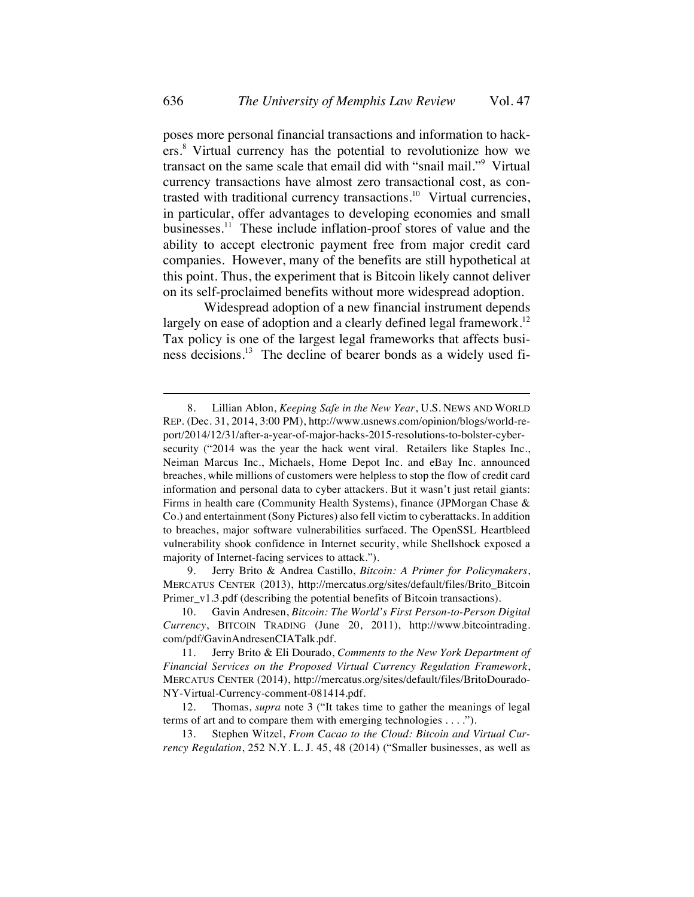poses more personal financial transactions and information to hackers.[8] Virtual currency has the potential to revolutionize how we transact on the same scale that email did with "snail mail."[9] Virtual currency transactions have almost zero transactional cost, as contrasted with traditional currency transactions.[10] Virtual currencies, in particular, offer advantages to developing economies and small businesses.[11] These include inflation-proof stores of value and the ability to accept electronic payment free from major credit card companies. However, many of the benefits are still hypothetical at this point. Thus, the experiment that is Bitcoin likely cannot deliver on its self-proclaimed benefits without more widespread adoption.

Widespread adoption of a new financial instrument depends largely on ease of adoption and a clearly defined legal framework.[12] Tax policy is one of the largest legal frameworks that affects business decisions.[13] The decline of bearer bonds as a widely used fi-

---

8. Lillian Ablon, *Keeping Safe in the New Year*, U.S. NEWS AND WORLD REP. (Dec. 31, 2014, 3:00 PM), http://www.usnews.com/opinion/blogs/world-report/2014/12/31/after-a-year-of-major-hacks-2015-resolutions-to-bolster-cybersecurity ("2014 was the year the hack went viral. Retailers like Staples Inc., Neiman Marcus Inc., Michaels, Home Depot Inc. and eBay Inc. announced breaches, while millions of customers were helpless to stop the flow of credit card information and personal data to cyber attackers. But it wasn't just retail giants: Firms in health care (Community Health Systems), finance (JPMorgan Chase & Co.) and entertainment (Sony Pictures) also fell victim to cyberattacks. In addition to breaches, major software vulnerabilities surfaced. The OpenSSL Heartbleed vulnerability shook confidence in Internet security, while Shellshock exposed a majority of Internet-facing services to attack.").

9. Jerry Brito & Andrea Castillo, *Bitcoin: A Primer for Policymakers*, MERCATUS CENTER (2013), http://mercatus.org/sites/default/files/Brito_Bitcoin Primer_v1.3.pdf (describing the potential benefits of Bitcoin transactions).

10. Gavin Andresen, *Bitcoin: The World's First Person-to-Person Digital Currency*, BITCOIN TRADING (June 20, 2011), http://www.bitcointrading.com/pdf/GavinAndresenCIATalk.pdf.

11. Jerry Brito & Eli Dourado, *Comments to the New York Department of Financial Services on the Proposed Virtual Currency Regulation Framework*, MERCATUS CENTER (2014), http://mercatus.org/sites/default/files/BritoDourado-NY-Virtual-Currency-comment-081414.pdf.

12. Thomas, *supra* note 3 ("It takes time to gather the meanings of legal terms of art and to compare them with emerging technologies . . . .").

13. Stephen Witzel, *From Cacao to the Cloud: Bitcoin and Virtual Currency Regulation*, 252 N.Y. L. J. 45, 48 (2014) ("Smaller businesses, as well as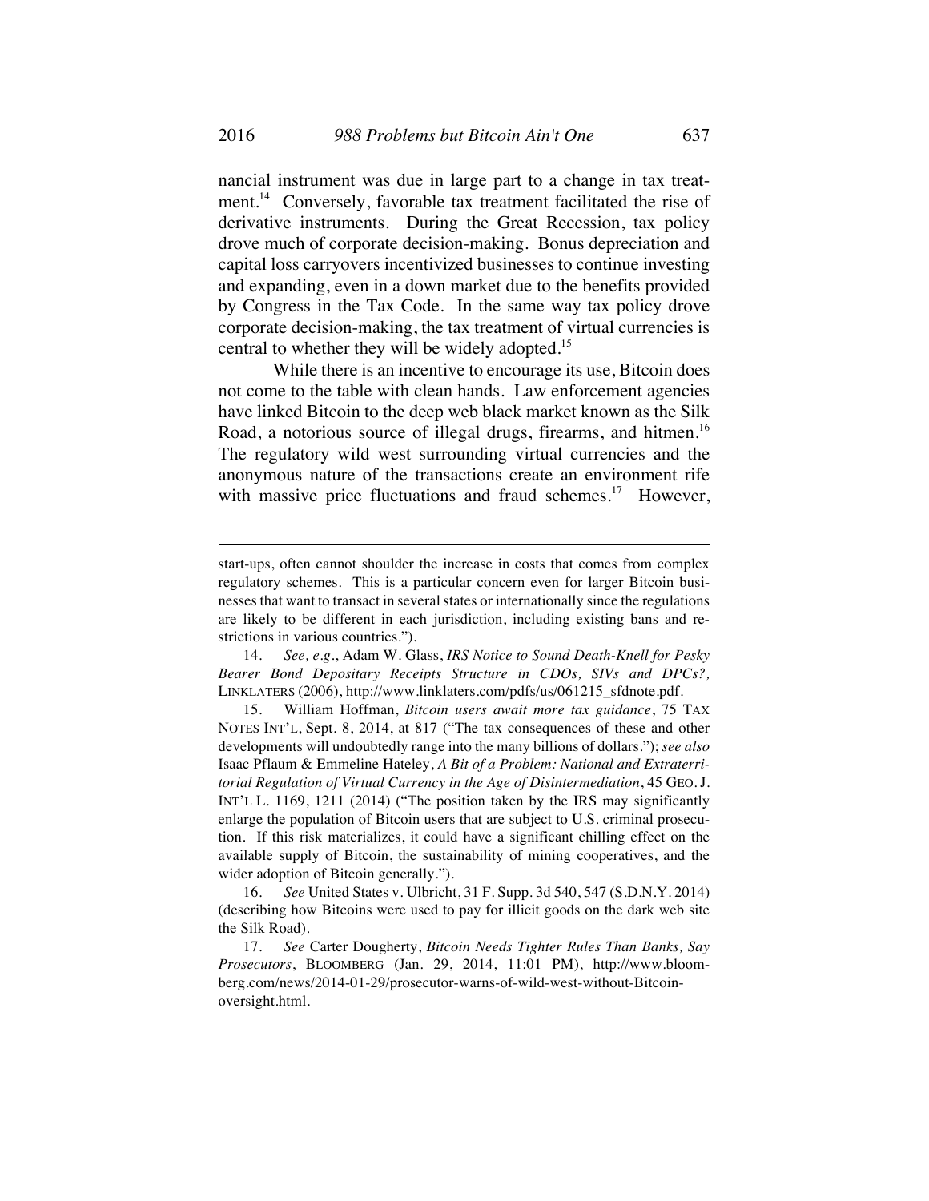nancial instrument was due in large part to a change in tax treatment.[14] Conversely, favorable tax treatment facilitated the rise of derivative instruments. During the Great Recession, tax policy drove much of corporate decision-making. Bonus depreciation and capital loss carryovers incentivized businesses to continue investing and expanding, even in a down market due to the benefits provided by Congress in the Tax Code. In the same way tax policy drove corporate decision-making, the tax treatment of virtual currencies is central to whether they will be widely adopted.[15]

While there is an incentive to encourage its use, Bitcoin does not come to the table with clean hands. Law enforcement agencies have linked Bitcoin to the deep web black market known as the Silk Road, a notorious source of illegal drugs, firearms, and hitmen.[16] The regulatory wild west surrounding virtual currencies and the anonymous nature of the transactions create an environment rife with massive price fluctuations and fraud schemes.[17] However,

---

start-ups, often cannot shoulder the increase in costs that comes from complex regulatory schemes. This is a particular concern even for larger Bitcoin businesses that want to transact in several states or internationally since the regulations are likely to be different in each jurisdiction, including existing bans and restrictions in various countries.").

14. *See, e.g.*, Adam W. Glass, *IRS Notice to Sound Death-Knell for Pesky Bearer Bond Depositary Receipts Structure in CDOs, SIVs and DPCs?,* LINKLATERS (2006), http://www.linklaters.com/pdfs/us/061215_sfdnote.pdf.

15. William Hoffman, *Bitcoin users await more tax guidance*, 75 TAX NOTES INT'L, Sept. 8, 2014, at 817 ("The tax consequences of these and other developments will undoubtedly range into the many billions of dollars."); *see also* Isaac Pflaum & Emmeline Hateley, *A Bit of a Problem: National and Extraterritorial Regulation of Virtual Currency in the Age of Disintermediation*, 45 GEO. J. INT'L L. 1169, 1211 (2014) ("The position taken by the IRS may significantly enlarge the population of Bitcoin users that are subject to U.S. criminal prosecution. If this risk materializes, it could have a significant chilling effect on the available supply of Bitcoin, the sustainability of mining cooperatives, and the wider adoption of Bitcoin generally.").

16. *See* United States v. Ulbricht, 31 F. Supp. 3d 540, 547 (S.D.N.Y. 2014) (describing how Bitcoins were used to pay for illicit goods on the dark web site the Silk Road).

17. *See* Carter Dougherty, *Bitcoin Needs Tighter Rules Than Banks, Say Prosecutors*, BLOOMBERG (Jan. 29, 2014, 11:01 PM), http://www.bloomberg.com/news/2014-01-29/prosecutor-warns-of-wild-west-without-Bitcoin-oversight.html.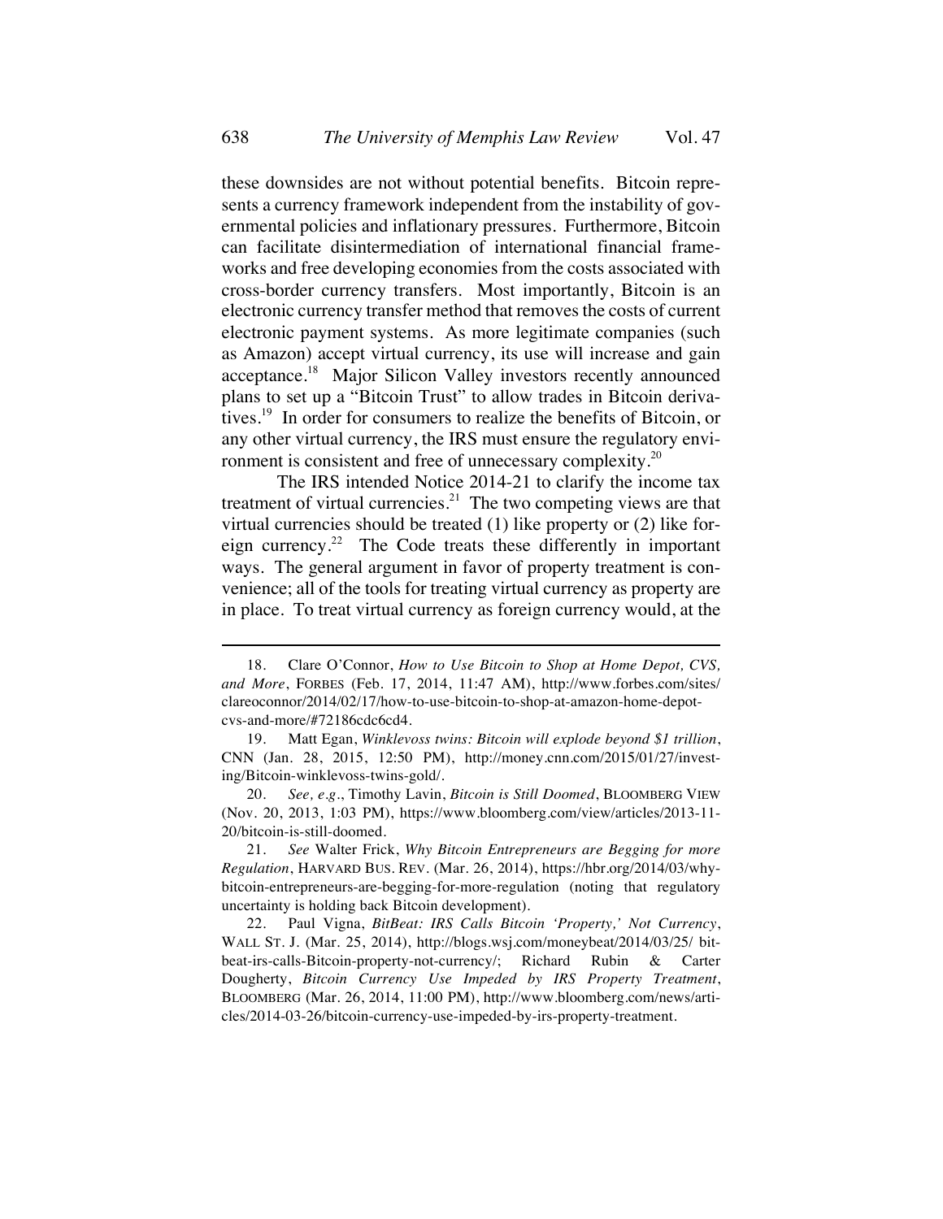these downsides are not without potential benefits. Bitcoin represents a currency framework independent from the instability of governmental policies and inflationary pressures. Furthermore, Bitcoin can facilitate disintermediation of international financial frameworks and free developing economies from the costs associated with cross-border currency transfers. Most importantly, Bitcoin is an electronic currency transfer method that removes the costs of current electronic payment systems. As more legitimate companies (such as Amazon) accept virtual currency, its use will increase and gain acceptance.[18] Major Silicon Valley investors recently announced plans to set up a "Bitcoin Trust" to allow trades in Bitcoin derivatives.[19] In order for consumers to realize the benefits of Bitcoin, or any other virtual currency, the IRS must ensure the regulatory environment is consistent and free of unnecessary complexity.[20]

The IRS intended Notice 2014-21 to clarify the income tax treatment of virtual currencies.[21] The two competing views are that virtual currencies should be treated (1) like property or (2) like foreign currency.[22] The Code treats these differently in important ways. The general argument in favor of property treatment is convenience; all of the tools for treating virtual currency as property are in place. To treat virtual currency as foreign currency would, at the

---

18. Clare O'Connor, *How to Use Bitcoin to Shop at Home Depot, CVS, and More*, FORBES (Feb. 17, 2014, 11:47 AM), http://www.forbes.com/sites/clareoconnor/2014/02/17/how-to-use-bitcoin-to-shop-at-amazon-home-depot-cvs-and-more/#72186cdc6cd4.

19. Matt Egan, *Winklevoss twins: Bitcoin will explode beyond $1 trillion*, CNN (Jan. 28, 2015, 12:50 PM), http://money.cnn.com/2015/01/27/investing/Bitcoin-winklevoss-twins-gold/.

20. *See, e.g.*, Timothy Lavin, *Bitcoin is Still Doomed*, BLOOMBERG VIEW (Nov. 20, 2013, 1:03 PM), https://www.bloomberg.com/view/articles/2013-11-20/bitcoin-is-still-doomed.

21. *See* Walter Frick, *Why Bitcoin Entrepreneurs are Begging for more Regulation*, HARVARD BUS. REV. (Mar. 26, 2014), https://hbr.org/2014/03/why-bitcoin-entrepreneurs-are-begging-for-more-regulation (noting that regulatory uncertainty is holding back Bitcoin development).

22. Paul Vigna, *BitBeat: IRS Calls Bitcoin 'Property,' Not Currency*, WALL ST. J. (Mar. 25, 2014), http://blogs.wsj.com/moneybeat/2014/03/25/ bitbeat-irs-calls-Bitcoin-property-not-currency/; Richard Rubin & Carter Dougherty, *Bitcoin Currency Use Impeded by IRS Property Treatment*, BLOOMBERG (Mar. 26, 2014, 11:00 PM), http://www.bloomberg.com/news/articles/2014-03-26/bitcoin-currency-use-impeded-by-irs-property-treatment.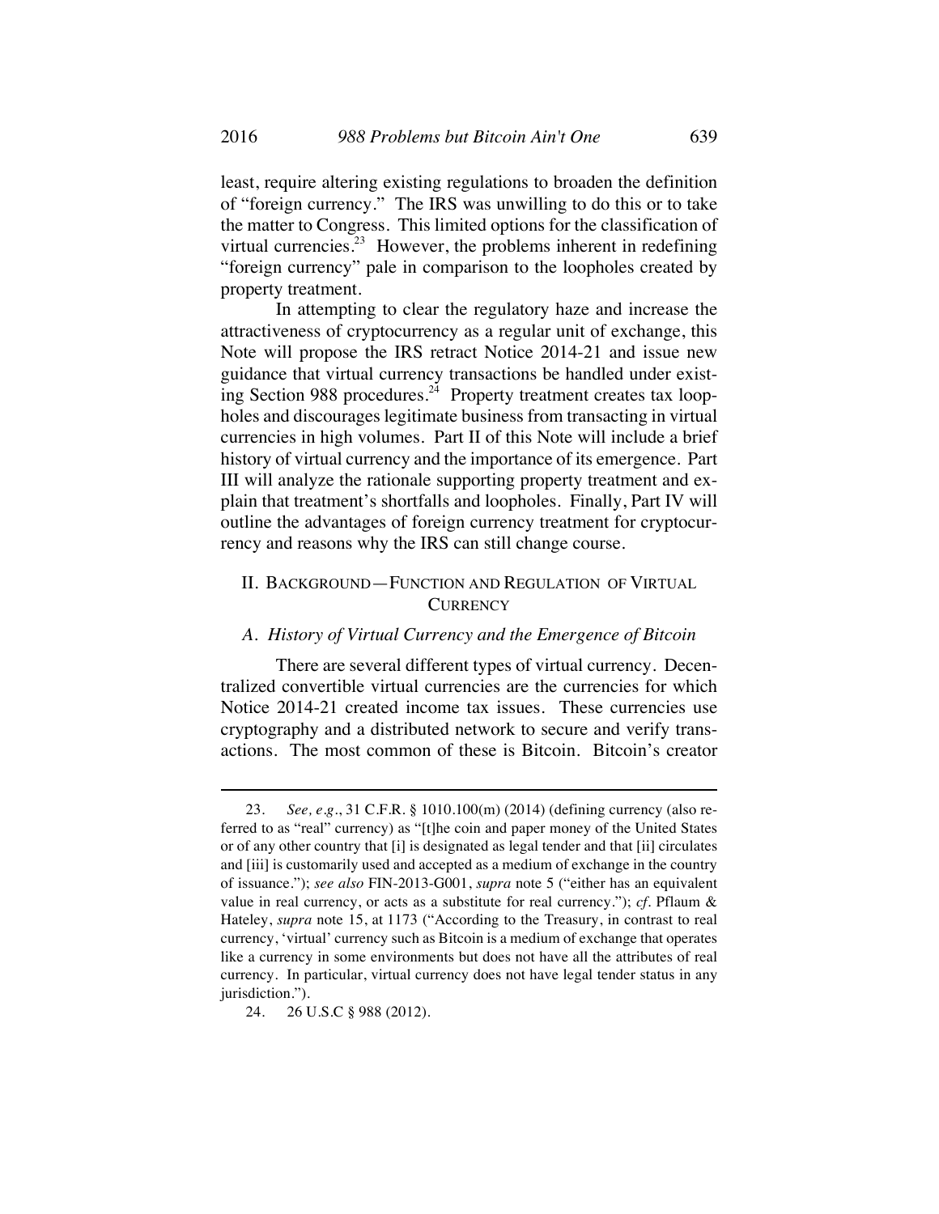least, require altering existing regulations to broaden the definition of "foreign currency." The IRS was unwilling to do this or to take the matter to Congress. This limited options for the classification of virtual currencies.[23] However, the problems inherent in redefining "foreign currency" pale in comparison to the loopholes created by property treatment.

In attempting to clear the regulatory haze and increase the attractiveness of cryptocurrency as a regular unit of exchange, this Note will propose the IRS retract Notice 2014-21 and issue new guidance that virtual currency transactions be handled under existing Section 988 procedures.[24] Property treatment creates tax loopholes and discourages legitimate business from transacting in virtual currencies in high volumes. Part II of this Note will include a brief history of virtual currency and the importance of its emergence. Part III will analyze the rationale supporting property treatment and explain that treatment's shortfalls and loopholes. Finally, Part IV will outline the advantages of foreign currency treatment for cryptocurrency and reasons why the IRS can still change course.

## II. Background—Function and Regulation of Virtual Currency

### *A. History of Virtual Currency and the Emergence of Bitcoin*

There are several different types of virtual currency. Decentralized convertible virtual currencies are the currencies for which Notice 2014-21 created income tax issues. These currencies use cryptography and a distributed network to secure and verify transactions. The most common of these is Bitcoin. Bitcoin's creator

---

23. *See, e.g.*, 31 C.F.R. § 1010.100(m) (2014) (defining currency (also referred to as "real" currency) as "[t]he coin and paper money of the United States or of any other country that [i] is designated as legal tender and that [ii] circulates and [iii] is customarily used and accepted as a medium of exchange in the country of issuance."); *see also* FIN-2013-G001, *supra* note 5 ("either has an equivalent value in real currency, or acts as a substitute for real currency."); *cf.* Pflaum & Hateley, *supra* note 15, at 1173 ("According to the Treasury, in contrast to real currency, 'virtual' currency such as Bitcoin is a medium of exchange that operates like a currency in some environments but does not have all the attributes of real currency. In particular, virtual currency does not have legal tender status in any jurisdiction.").

24. 26 U.S.C § 988 (2012).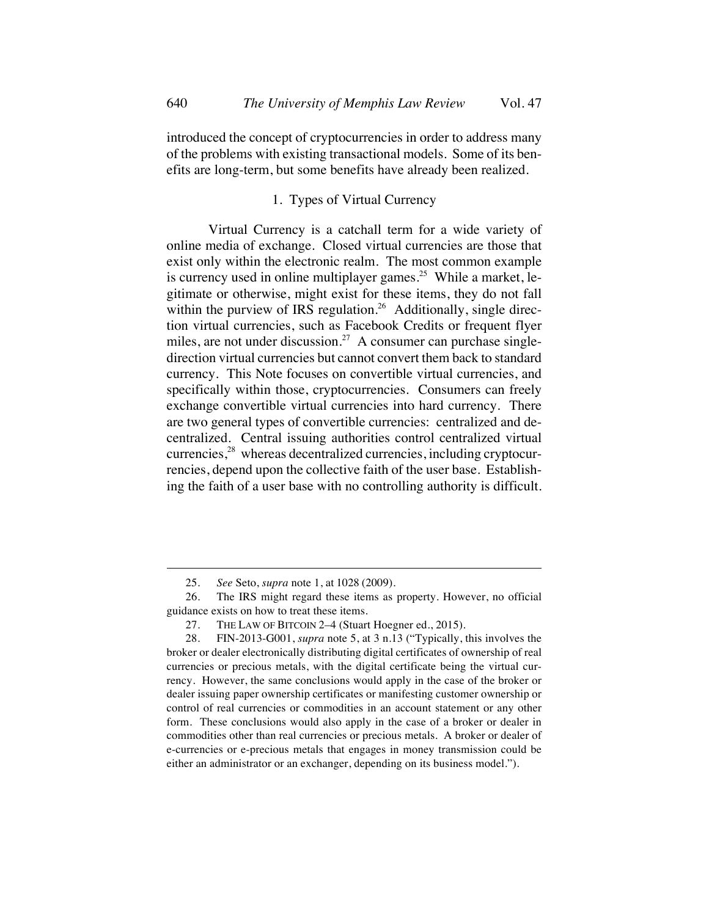introduced the concept of cryptocurrencies in order to address many of the problems with existing transactional models. Some of its benefits are long-term, but some benefits have already been realized.

### 1. Types of Virtual Currency

Virtual Currency is a catchall term for a wide variety of online media of exchange. Closed virtual currencies are those that exist only within the electronic realm. The most common example is currency used in online multiplayer games.[25] While a market, legitimate or otherwise, might exist for these items, they do not fall within the purview of IRS regulation.[26] Additionally, single direction virtual currencies, such as Facebook Credits or frequent flyer miles, are not under discussion.[27] A consumer can purchase single-direction virtual currencies but cannot convert them back to standard currency. This Note focuses on convertible virtual currencies, and specifically within those, cryptocurrencies. Consumers can freely exchange convertible virtual currencies into hard currency. There are two general types of convertible currencies: centralized and decentralized. Central issuing authorities control centralized virtual currencies,[28] whereas decentralized currencies, including cryptocurrencies, depend upon the collective faith of the user base. Establishing the faith of a user base with no controlling authority is difficult.

---

25. *See* Seto, *supra* note 1, at 1028 (2009).

26. The IRS might regard these items as property. However, no official guidance exists on how to treat these items.

27. THE LAW OF BITCOIN 2–4 (Stuart Hoegner ed., 2015).

28. FIN-2013-G001, *supra* note 5, at 3 n.13 ("Typically, this involves the broker or dealer electronically distributing digital certificates of ownership of real currencies or precious metals, with the digital certificate being the virtual currency. However, the same conclusions would apply in the case of the broker or dealer issuing paper ownership certificates or manifesting customer ownership or control of real currencies or commodities in an account statement or any other form. These conclusions would also apply in the case of a broker or dealer in commodities other than real currencies or precious metals. A broker or dealer of e-currencies or e-precious metals that engages in money transmission could be either an administrator or an exchanger, depending on its business model.").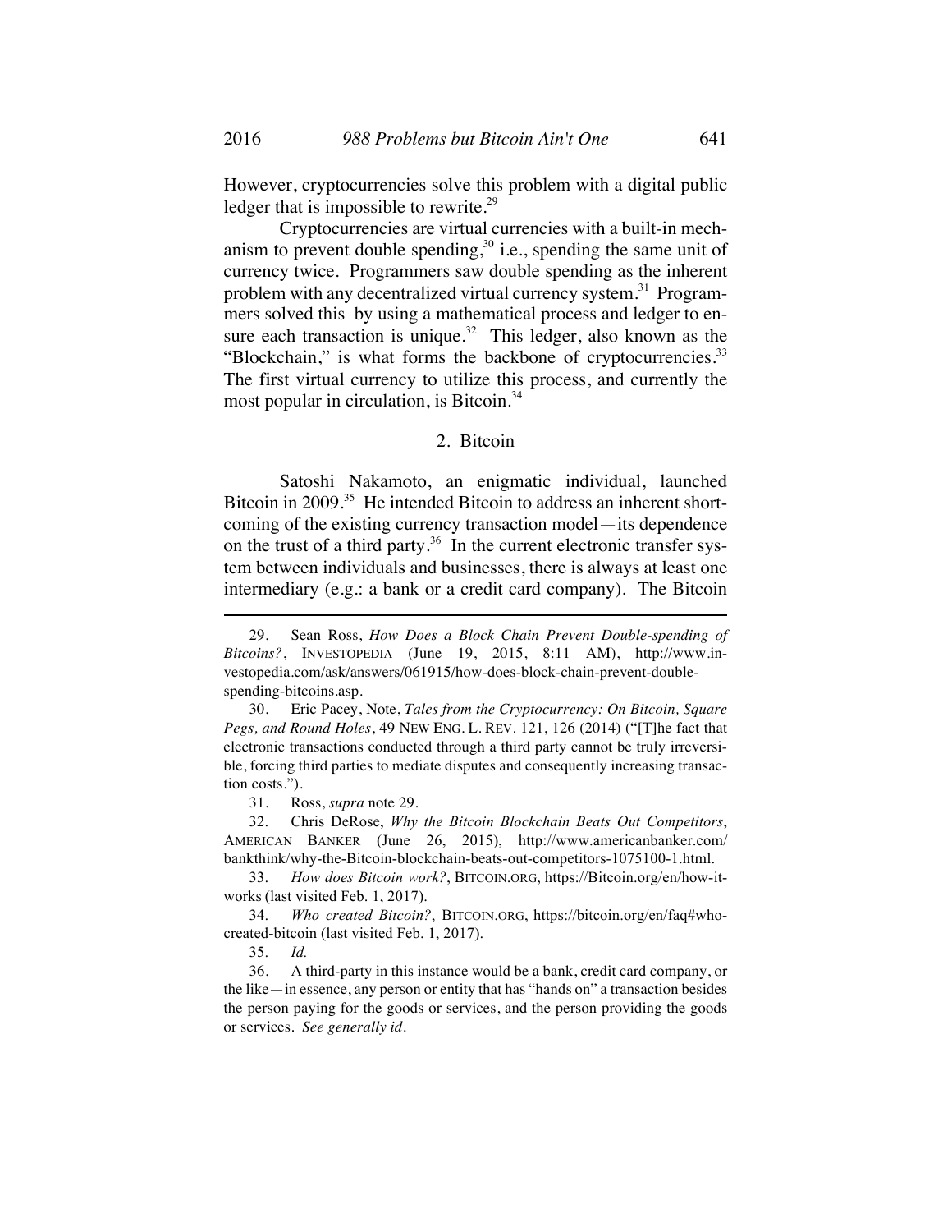However, cryptocurrencies solve this problem with a digital public ledger that is impossible to rewrite.[29]

Cryptocurrencies are virtual currencies with a built-in mechanism to prevent double spending,[30] i.e., spending the same unit of currency twice. Programmers saw double spending as the inherent problem with any decentralized virtual currency system.[31] Programmers solved this by using a mathematical process and ledger to ensure each transaction is unique.[32] This ledger, also known as the "Blockchain," is what forms the backbone of cryptocurrencies.[33] The first virtual currency to utilize this process, and currently the most popular in circulation, is Bitcoin.[34]

### 2. Bitcoin

Satoshi Nakamoto, an enigmatic individual, launched Bitcoin in 2009.[35] He intended Bitcoin to address an inherent shortcoming of the existing currency transaction model—its dependence on the trust of a third party.[36] In the current electronic transfer system between individuals and businesses, there is always at least one intermediary (e.g.: a bank or a credit card company). The Bitcoin

---

29. Sean Ross, *How Does a Block Chain Prevent Double-spending of Bitcoins?*, INVESTOPEDIA (June 19, 2015, 8:11 AM), http://www.investopedia.com/ask/answers/061915/how-does-block-chain-prevent-double-spending-bitcoins.asp.

30. Eric Pacey, Note, *Tales from the Cryptocurrency: On Bitcoin, Square Pegs, and Round Holes*, 49 NEW ENG. L. REV. 121, 126 (2014) ("[T]he fact that electronic transactions conducted through a third party cannot be truly irreversible, forcing third parties to mediate disputes and consequently increasing transaction costs.").

31. Ross, *supra* note 29.

32. Chris DeRose, *Why the Bitcoin Blockchain Beats Out Competitors*, AMERICAN BANKER (June 26, 2015), http://www.americanbanker.com/bankthink/why-the-Bitcoin-blockchain-beats-out-competitors-1075100-1.html.

33. *How does Bitcoin work?*, BITCOIN.ORG, https://Bitcoin.org/en/how-it-works (last visited Feb. 1, 2017).

34. *Who created Bitcoin?*, BITCOIN.ORG, https://bitcoin.org/en/faq#who-created-bitcoin (last visited Feb. 1, 2017).

35. *Id.*

36. A third-party in this instance would be a bank, credit card company, or the like—in essence, any person or entity that has "hands on" a transaction besides the person paying for the goods or services, and the person providing the goods or services. *See generally id.*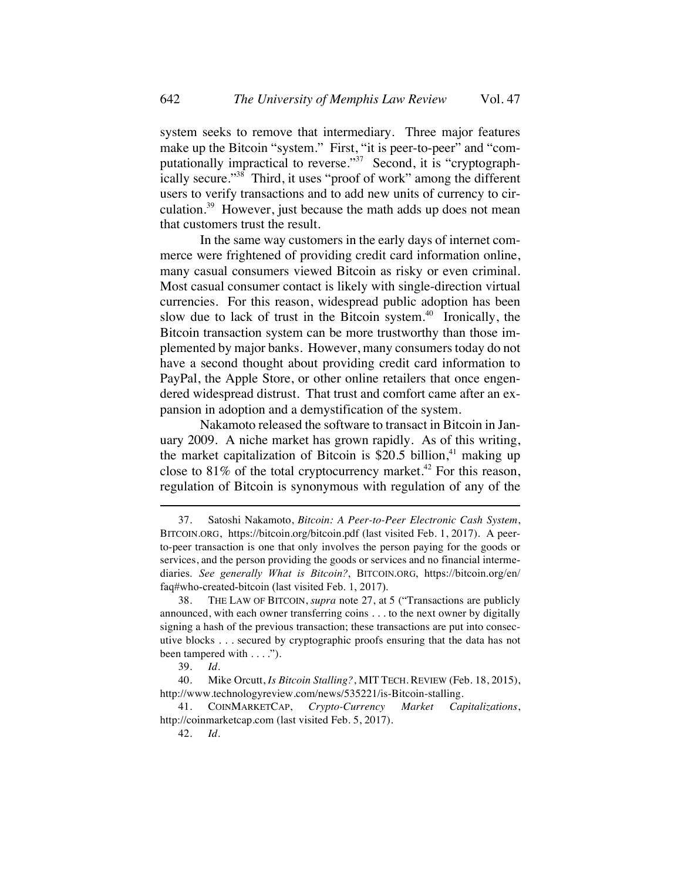system seeks to remove that intermediary. Three major features make up the Bitcoin "system." First, "it is peer-to-peer" and "computationally impractical to reverse."[37] Second, it is "cryptographically secure."[38] Third, it uses "proof of work" among the different users to verify transactions and to add new units of currency to circulation.[39] However, just because the math adds up does not mean that customers trust the result.

In the same way customers in the early days of internet commerce were frightened of providing credit card information online, many casual consumers viewed Bitcoin as risky or even criminal. Most casual consumer contact is likely with single-direction virtual currencies. For this reason, widespread public adoption has been slow due to lack of trust in the Bitcoin system.[40] Ironically, the Bitcoin transaction system can be more trustworthy than those implemented by major banks. However, many consumers today do not have a second thought about providing credit card information to PayPal, the Apple Store, or other online retailers that once engendered widespread distrust. That trust and comfort came after an expansion in adoption and a demystification of the system.

Nakamoto released the software to transact in Bitcoin in January 2009. A niche market has grown rapidly. As of this writing, the market capitalization of Bitcoin is $20.5 billion,[41] making up close to 81% of the total cryptocurrency market.[42] For this reason, regulation of Bitcoin is synonymous with regulation of any of the

---

37. Satoshi Nakamoto, *Bitcoin: A Peer-to-Peer Electronic Cash System*, BITCOIN.ORG, https://bitcoin.org/bitcoin.pdf (last visited Feb. 1, 2017). A peer-to-peer transaction is one that only involves the person paying for the goods or services, and the person providing the goods or services and no financial intermediaries. *See generally What is Bitcoin?*, BITCOIN.ORG, https://bitcoin.org/en/faq#who-created-bitcoin (last visited Feb. 1, 2017).

38. THE LAW OF BITCOIN, *supra* note 27, at 5 ("Transactions are publicly announced, with each owner transferring coins . . . to the next owner by digitally signing a hash of the previous transaction; these transactions are put into consecutive blocks . . . secured by cryptographic proofs ensuring that the data has not been tampered with . . . .").

39. *Id.*

40. Mike Orcutt, *Is Bitcoin Stalling?*, MIT TECH. REVIEW (Feb. 18, 2015), http://www.technologyreview.com/news/535221/is-Bitcoin-stalling.

41. COINMARKETCAP, *Crypto-Currency Market Capitalizations*, http://coinmarketcap.com (last visited Feb. 5, 2017).

42. *Id.*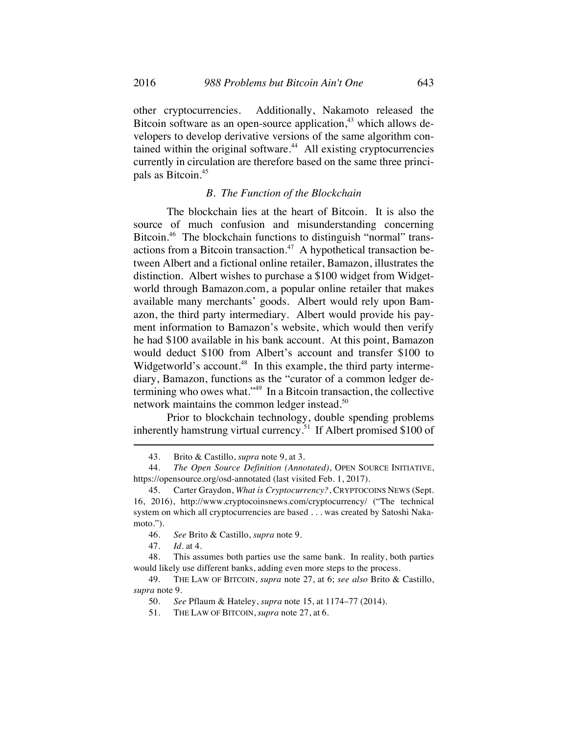other cryptocurrencies. Additionally, Nakamoto released the Bitcoin software as an open-source application,[43] which allows developers to develop derivative versions of the same algorithm contained within the original software.[44] All existing cryptocurrencies currently in circulation are therefore based on the same three principals as Bitcoin.[45]

### *B. The Function of the Blockchain*

The blockchain lies at the heart of Bitcoin. It is also the source of much confusion and misunderstanding concerning Bitcoin.[46] The blockchain functions to distinguish "normal" transactions from a Bitcoin transaction.[47] A hypothetical transaction between Albert and a fictional online retailer, Bamazon, illustrates the distinction. Albert wishes to purchase a $100 widget from Widgetworld through Bamazon.com, a popular online retailer that makes available many merchants' goods. Albert would rely upon Bamazon, the third party intermediary. Albert would provide his payment information to Bamazon's website, which would then verify he had $100 available in his bank account. At this point, Bamazon would deduct $100 from Albert's account and transfer $100 to Widgetworld's account.[48] In this example, the third party intermediary, Bamazon, functions as the "curator of a common ledger determining who owes what."[49] In a Bitcoin transaction, the collective network maintains the common ledger instead.[50]

Prior to blockchain technology, double spending problems inherently hamstrung virtual currency.[51] If Albert promised $100 of

---

43. Brito & Castillo, *supra* note 9, at 3.

44. *The Open Source Definition (Annotated)*, OPEN SOURCE INITIATIVE, https://opensource.org/osd-annotated (last visited Feb. 1, 2017).

45. Carter Graydon, *What is Cryptocurrency?*, CRYPTOCOINS NEWS (Sept. 16, 2016), http://www.cryptocoinsnews.com/cryptocurrency/ ("The technical system on which all cryptocurrencies are based . . . was created by Satoshi Nakamoto.").

46. *See* Brito & Castillo, *supra* note 9.

47. *Id.* at 4.

48. This assumes both parties use the same bank. In reality, both parties would likely use different banks, adding even more steps to the process.

49. THE LAW OF BITCOIN, *supra* note 27, at 6; *see also* Brito & Castillo, *supra* note 9.

50. *See* Pflaum & Hateley, *supra* note 15, at 1174–77 (2014).

51. THE LAW OF BITCOIN, *supra* note 27, at 6.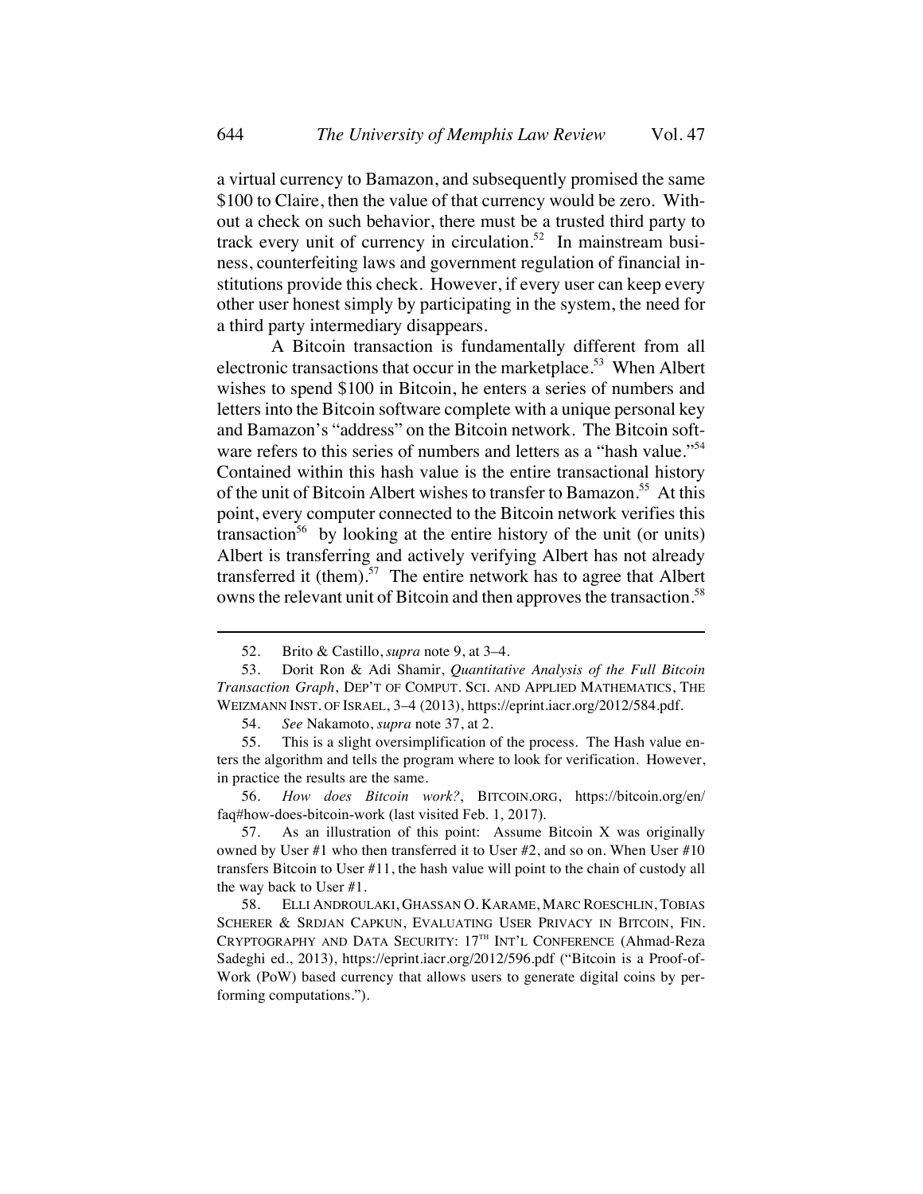a virtual currency to Bamazon, and subsequently promised the same $100 to Claire, then the value of that currency would be zero. Without a check on such behavior, there must be a trusted third party to track every unit of currency in circulation.[52] In mainstream business, counterfeiting laws and government regulation of financial institutions provide this check. However, if every user can keep every other user honest simply by participating in the system, the need for a third party intermediary disappears.

A Bitcoin transaction is fundamentally different from all electronic transactions that occur in the marketplace.[53] When Albert wishes to spend $100 in Bitcoin, he enters a series of numbers and letters into the Bitcoin software complete with a unique personal key and Bamazon's "address" on the Bitcoin network. The Bitcoin software refers to this series of numbers and letters as a "hash value."[54] Contained within this hash value is the entire transactional history of the unit of Bitcoin Albert wishes to transfer to Bamazon.[55] At this point, every computer connected to the Bitcoin network verifies this transaction[56] by looking at the entire history of the unit (or units) Albert is transferring and actively verifying Albert has not already transferred it (them).[57] The entire network has to agree that Albert owns the relevant unit of Bitcoin and then approves the transaction.[58]

---

52. Brito & Castillo, *supra* note 9, at 3–4.

53. Dorit Ron & Adi Shamir, *Quantitative Analysis of the Full Bitcoin Transaction Graph*, DEP'T OF COMPUT. SCI. AND APPLIED MATHEMATICS, THE WEIZMANN INST. OF ISRAEL, 3–4 (2013), https://eprint.iacr.org/2012/584.pdf.

54. *See* Nakamoto, *supra* note 37, at 2.

55. This is a slight oversimplification of the process. The Hash value enters the algorithm and tells the program where to look for verification. However, in practice the results are the same.

56. *How does Bitcoin work?*, BITCOIN.ORG, https://bitcoin.org/en/faq#how-does-bitcoin-work (last visited Feb. 1, 2017).

57. As an illustration of this point: Assume Bitcoin X was originally owned by User #1 who then transferred it to User #2, and so on. When User #10 transfers Bitcoin to User #11, the hash value will point to the chain of custody all the way back to User #1.

58. ELLI ANDROULAKI, GHASSAN O. KARAME, MARC ROESCHLIN, TOBIAS SCHERER & SRDJAN CAPKUN, EVALUATING USER PRIVACY IN BITCOIN, FIN. CRYPTOGRAPHY AND DATA SECURITY: 17TH INT'L CONFERENCE (Ahmad-Reza Sadeghi ed., 2013), https://eprint.iacr.org/2012/596.pdf ("Bitcoin is a Proof-of-Work (PoW) based currency that allows users to generate digital coins by performing computations.").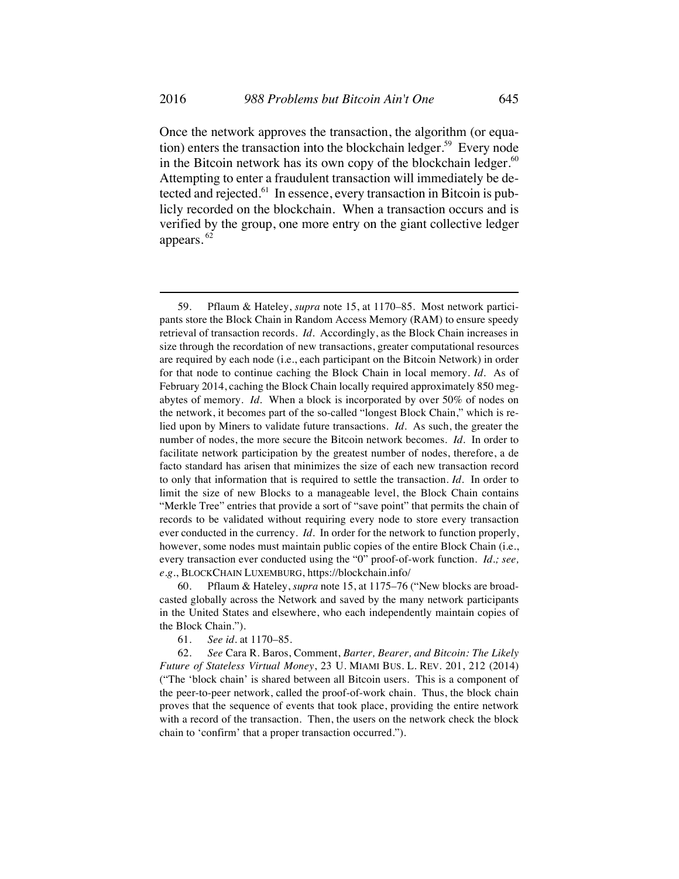Once the network approves the transaction, the algorithm (or equation) enters the transaction into the blockchain ledger.[59] Every node in the Bitcoin network has its own copy of the blockchain ledger.[60] Attempting to enter a fraudulent transaction will immediately be detected and rejected.[61] In essence, every transaction in Bitcoin is publicly recorded on the blockchain. When a transaction occurs and is verified by the group, one more entry on the giant collective ledger appears.[62]

---

59. Pflaum & Hateley, *supra* note 15, at 1170–85. Most network participants store the Block Chain in Random Access Memory (RAM) to ensure speedy retrieval of transaction records. *Id.* Accordingly, as the Block Chain increases in size through the recordation of new transactions, greater computational resources are required by each node (i.e., each participant on the Bitcoin Network) in order for that node to continue caching the Block Chain in local memory. *Id.* As of February 2014, caching the Block Chain locally required approximately 850 megabytes of memory. *Id.* When a block is incorporated by over 50% of nodes on the network, it becomes part of the so-called "longest Block Chain," which is relied upon by Miners to validate future transactions. *Id.* As such, the greater the number of nodes, the more secure the Bitcoin network becomes. *Id.* In order to facilitate network participation by the greatest number of nodes, therefore, a de facto standard has arisen that minimizes the size of each new transaction record to only that information that is required to settle the transaction. *Id.* In order to limit the size of new Blocks to a manageable level, the Block Chain contains "Merkle Tree" entries that provide a sort of "save point" that permits the chain of records to be validated without requiring every node to store every transaction ever conducted in the currency. *Id.* In order for the network to function properly, however, some nodes must maintain public copies of the entire Block Chain (i.e., every transaction ever conducted using the "0" proof-of-work function. *Id.; see, e.g.*, BLOCKCHAIN LUXEMBURG, https://blockchain.info/

60. Pflaum & Hateley, *supra* note 15, at 1175–76 ("New blocks are broadcasted globally across the Network and saved by the many network participants in the United States and elsewhere, who each independently maintain copies of the Block Chain.").

61. *See id.* at 1170–85.

62. *See* Cara R. Baros, Comment, *Barter, Bearer, and Bitcoin: The Likely Future of Stateless Virtual Money*, 23 U. MIAMI BUS. L. REV. 201, 212 (2014) ("The 'block chain' is shared between all Bitcoin users. This is a component of the peer-to-peer network, called the proof-of-work chain. Thus, the block chain proves that the sequence of events that took place, providing the entire network with a record of the transaction. Then, the users on the network check the block chain to 'confirm' that a proper transaction occurred.").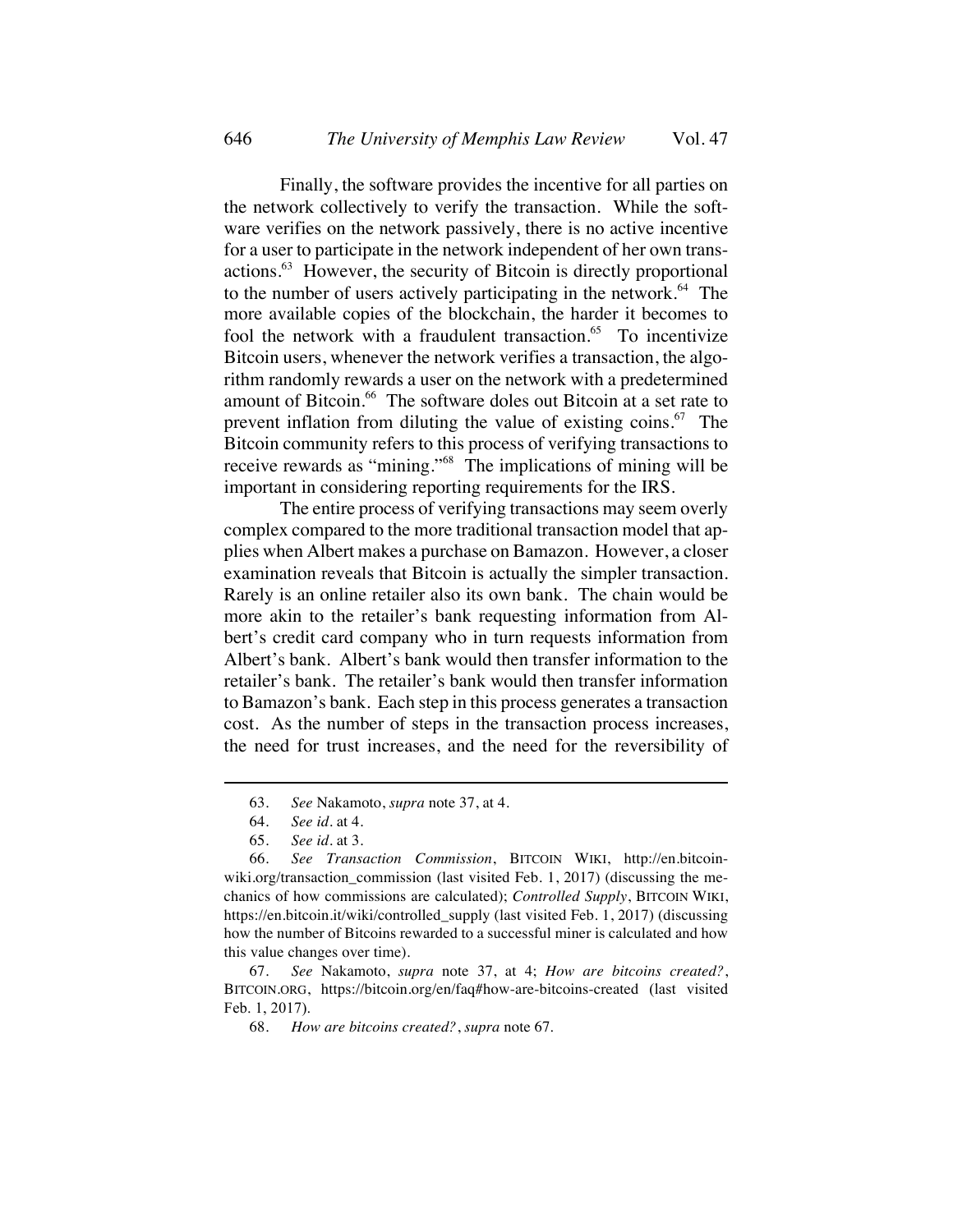Finally, the software provides the incentive for all parties on the network collectively to verify the transaction. While the software verifies on the network passively, there is no active incentive for a user to participate in the network independent of her own transactions.[63] However, the security of Bitcoin is directly proportional to the number of users actively participating in the network.[64] The more available copies of the blockchain, the harder it becomes to fool the network with a fraudulent transaction.[65] To incentivize Bitcoin users, whenever the network verifies a transaction, the algorithm randomly rewards a user on the network with a predetermined amount of Bitcoin.[66] The software doles out Bitcoin at a set rate to prevent inflation from diluting the value of existing coins.[67] The Bitcoin community refers to this process of verifying transactions to receive rewards as "mining."[68] The implications of mining will be important in considering reporting requirements for the IRS.

The entire process of verifying transactions may seem overly complex compared to the more traditional transaction model that applies when Albert makes a purchase on Bamazon. However, a closer examination reveals that Bitcoin is actually the simpler transaction. Rarely is an online retailer also its own bank. The chain would be more akin to the retailer's bank requesting information from Albert's credit card company who in turn requests information from Albert's bank. Albert's bank would then transfer information to the retailer's bank. The retailer's bank would then transfer information to Bamazon's bank. Each step in this process generates a transaction cost. As the number of steps in the transaction process increases, the need for trust increases, and the need for the reversibility of

---

63. *See* Nakamoto, *supra* note 37, at 4.

64. *See id.* at 4.

65. *See id.* at 3.

66. *See Transaction Commission*, BITCOIN WIKI, http://en.bitcoinwiki.org/transaction_commission (last visited Feb. 1, 2017) (discussing the mechanics of how commissions are calculated); *Controlled Supply*, BITCOIN WIKI, https://en.bitcoin.it/wiki/controlled_supply (last visited Feb. 1, 2017) (discussing how the number of Bitcoins rewarded to a successful miner is calculated and how this value changes over time).

67. *See* Nakamoto, *supra* note 37, at 4; *How are bitcoins created?*, BITCOIN.ORG, https://bitcoin.org/en/faq#how-are-bitcoins-created (last visited Feb. 1, 2017).

68. *How are bitcoins created?*, *supra* note 67.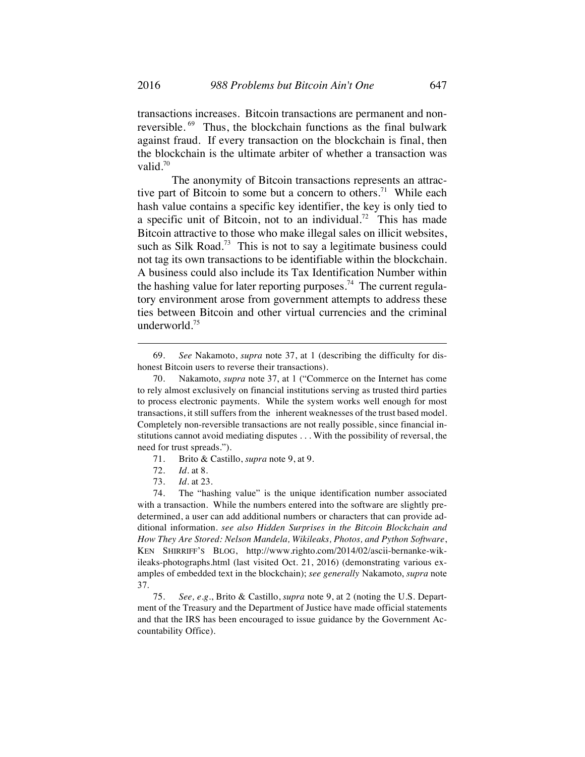transactions increases. Bitcoin transactions are permanent and non-reversible.[69] Thus, the blockchain functions as the final bulwark against fraud. If every transaction on the blockchain is final, then the blockchain is the ultimate arbiter of whether a transaction was valid.[70]

The anonymity of Bitcoin transactions represents an attractive part of Bitcoin to some but a concern to others.[71] While each hash value contains a specific key identifier, the key is only tied to a specific unit of Bitcoin, not to an individual.[72] This has made Bitcoin attractive to those who make illegal sales on illicit websites, such as Silk Road.[73] This is not to say a legitimate business could not tag its own transactions to be identifiable within the blockchain. A business could also include its Tax Identification Number within the hashing value for later reporting purposes.[74] The current regulatory environment arose from government attempts to address these ties between Bitcoin and other virtual currencies and the criminal underworld.[75]

---

69. *See* Nakamoto, *supra* note 37, at 1 (describing the difficulty for dishonest Bitcoin users to reverse their transactions).

70. Nakamoto, *supra* note 37, at 1 ("Commerce on the Internet has come to rely almost exclusively on financial institutions serving as trusted third parties to process electronic payments. While the system works well enough for most transactions, it still suffers from the inherent weaknesses of the trust based model. Completely non-reversible transactions are not really possible, since financial institutions cannot avoid mediating disputes . . . With the possibility of reversal, the need for trust spreads.").

71. Brito & Castillo, *supra* note 9, at 9.

72. *Id.* at 8.

73. *Id.* at 23.

74. The "hashing value" is the unique identification number associated with a transaction. While the numbers entered into the software are slightly predetermined, a user can add additional numbers or characters that can provide additional information. *see also Hidden Surprises in the Bitcoin Blockchain and How They Are Stored: Nelson Mandela, Wikileaks, Photos, and Python Software*, KEN SHIRRIFF'S BLOG, http://www.righto.com/2014/02/ascii-bernanke-wikileaks-photographs.html (last visited Oct. 21, 2016) (demonstrating various examples of embedded text in the blockchain); *see generally* Nakamoto, *supra* note 37.

75. *See, e.g.*, Brito & Castillo, *supra* note 9, at 2 (noting the U.S. Department of the Treasury and the Department of Justice have made official statements and that the IRS has been encouraged to issue guidance by the Government Accountability Office).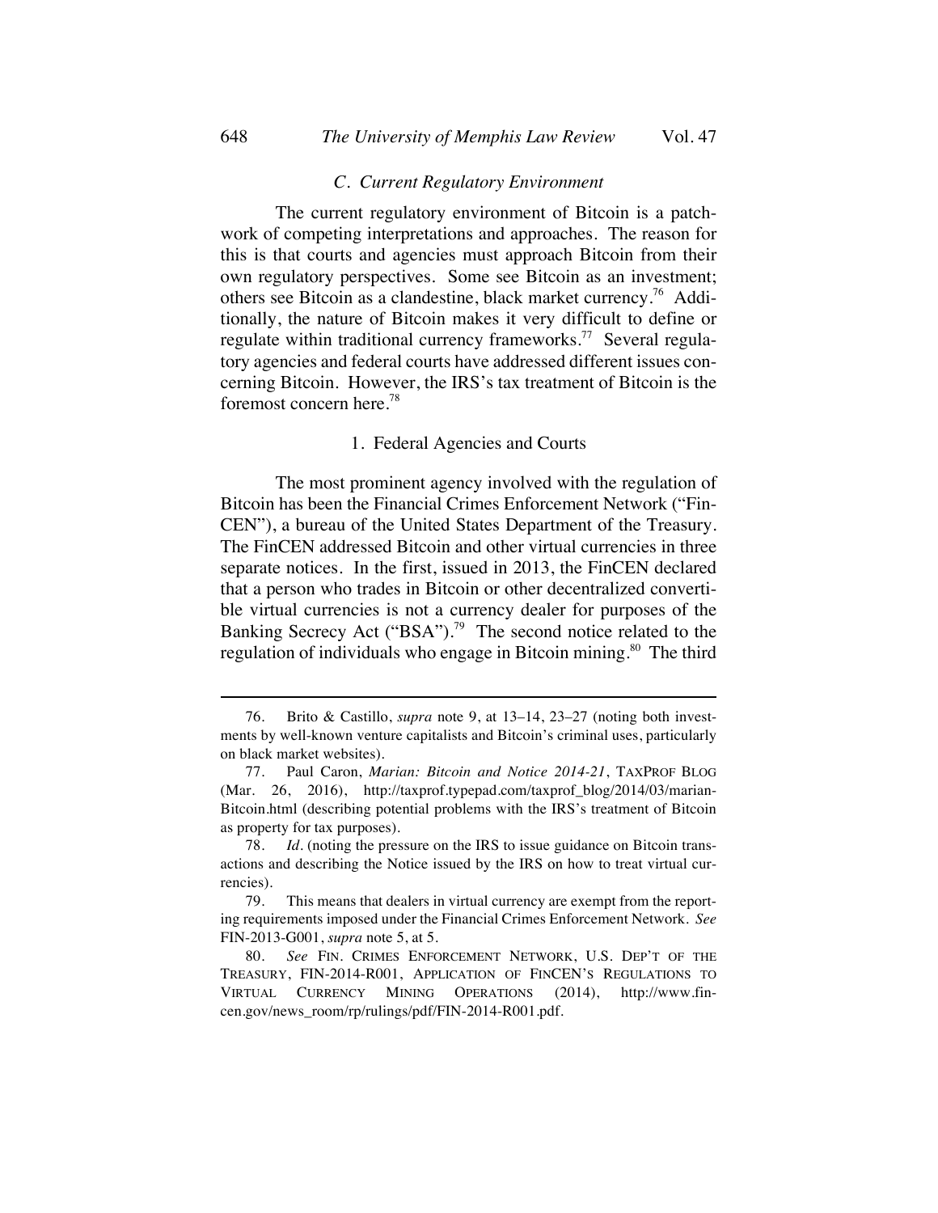### *C. Current Regulatory Environment*

The current regulatory environment of Bitcoin is a patchwork of competing interpretations and approaches. The reason for this is that courts and agencies must approach Bitcoin from their own regulatory perspectives. Some see Bitcoin as an investment; others see Bitcoin as a clandestine, black market currency.[76] Additionally, the nature of Bitcoin makes it very difficult to define or regulate within traditional currency frameworks.[77] Several regulatory agencies and federal courts have addressed different issues concerning Bitcoin. However, the IRS's tax treatment of Bitcoin is the foremost concern here.[78]

#### 1. Federal Agencies and Courts

The most prominent agency involved with the regulation of Bitcoin has been the Financial Crimes Enforcement Network ("FinCEN"), a bureau of the United States Department of the Treasury. The FinCEN addressed Bitcoin and other virtual currencies in three separate notices. In the first, issued in 2013, the FinCEN declared that a person who trades in Bitcoin or other decentralized convertible virtual currencies is not a currency dealer for purposes of the Banking Secrecy Act ("BSA").[79] The second notice related to the regulation of individuals who engage in Bitcoin mining.[80] The third

---

76. Brito & Castillo, *supra* note 9, at 13–14, 23–27 (noting both investments by well-known venture capitalists and Bitcoin's criminal uses, particularly on black market websites).

77. Paul Caron, *Marian: Bitcoin and Notice 2014-21*, TAXPROF BLOG (Mar. 26, 2016), http://taxprof.typepad.com/taxprof_blog/2014/03/marian-Bitcoin.html (describing potential problems with the IRS's treatment of Bitcoin as property for tax purposes).

78. *Id.* (noting the pressure on the IRS to issue guidance on Bitcoin transactions and describing the Notice issued by the IRS on how to treat virtual currencies).

79. This means that dealers in virtual currency are exempt from the reporting requirements imposed under the Financial Crimes Enforcement Network. *See* FIN-2013-G001, *supra* note 5, at 5.

80. *See* FIN. CRIMES ENFORCEMENT NETWORK, U.S. DEP'T OF THE TREASURY, FIN-2014-R001, APPLICATION OF FINCEN'S REGULATIONS TO VIRTUAL CURRENCY MINING OPERATIONS (2014), http://www.fincen.gov/news_room/rp/rulings/pdf/FIN-2014-R001.pdf.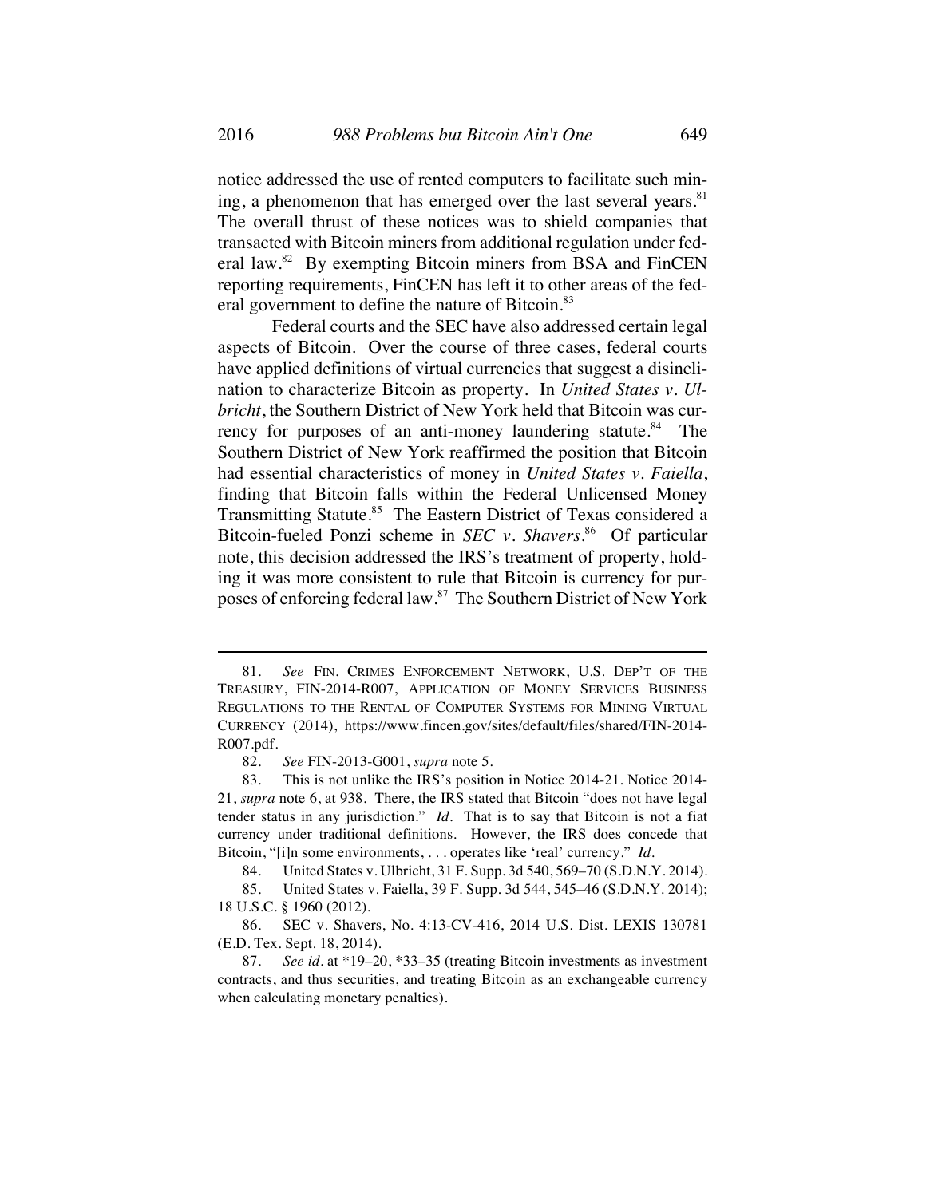notice addressed the use of rented computers to facilitate such mining, a phenomenon that has emerged over the last several years.[81] The overall thrust of these notices was to shield companies that transacted with Bitcoin miners from additional regulation under federal law.[82] By exempting Bitcoin miners from BSA and FinCEN reporting requirements, FinCEN has left it to other areas of the federal government to define the nature of Bitcoin.[83]

Federal courts and the SEC have also addressed certain legal aspects of Bitcoin. Over the course of three cases, federal courts have applied definitions of virtual currencies that suggest a disinclination to characterize Bitcoin as property. In *United States v. Ulbricht*, the Southern District of New York held that Bitcoin was currency for purposes of an anti-money laundering statute.[84] The Southern District of New York reaffirmed the position that Bitcoin had essential characteristics of money in *United States v. Faiella*, finding that Bitcoin falls within the Federal Unlicensed Money Transmitting Statute.[85] The Eastern District of Texas considered a Bitcoin-fueled Ponzi scheme in *SEC v. Shavers*.[86] Of particular note, this decision addressed the IRS's treatment of property, holding it was more consistent to rule that Bitcoin is currency for purposes of enforcing federal law.[87] The Southern District of New York

---

81. *See* FIN. CRIMES ENFORCEMENT NETWORK, U.S. DEP'T OF THE TREASURY, FIN-2014-R007, APPLICATION OF MONEY SERVICES BUSINESS REGULATIONS TO THE RENTAL OF COMPUTER SYSTEMS FOR MINING VIRTUAL CURRENCY (2014), https://www.fincen.gov/sites/default/files/shared/FIN-2014-R007.pdf.

82. *See* FIN-2013-G001, *supra* note 5.

83. This is not unlike the IRS's position in Notice 2014-21. Notice 2014-21, *supra* note 6, at 938. There, the IRS stated that Bitcoin "does not have legal tender status in any jurisdiction." *Id.* That is to say that Bitcoin is not a fiat currency under traditional definitions. However, the IRS does concede that Bitcoin, "[i]n some environments, . . . operates like 'real' currency." *Id.*

84. United States v. Ulbricht, 31 F. Supp. 3d 540, 569–70 (S.D.N.Y. 2014).

85. United States v. Faiella, 39 F. Supp. 3d 544, 545–46 (S.D.N.Y. 2014); 18 U.S.C. § 1960 (2012).

86. SEC v. Shavers, No. 4:13-CV-416, 2014 U.S. Dist. LEXIS 130781 (E.D. Tex. Sept. 18, 2014).

87. *See id.* at *19–20, *33–35 (treating Bitcoin investments as investment contracts, and thus securities, and treating Bitcoin as an exchangeable currency when calculating monetary penalties).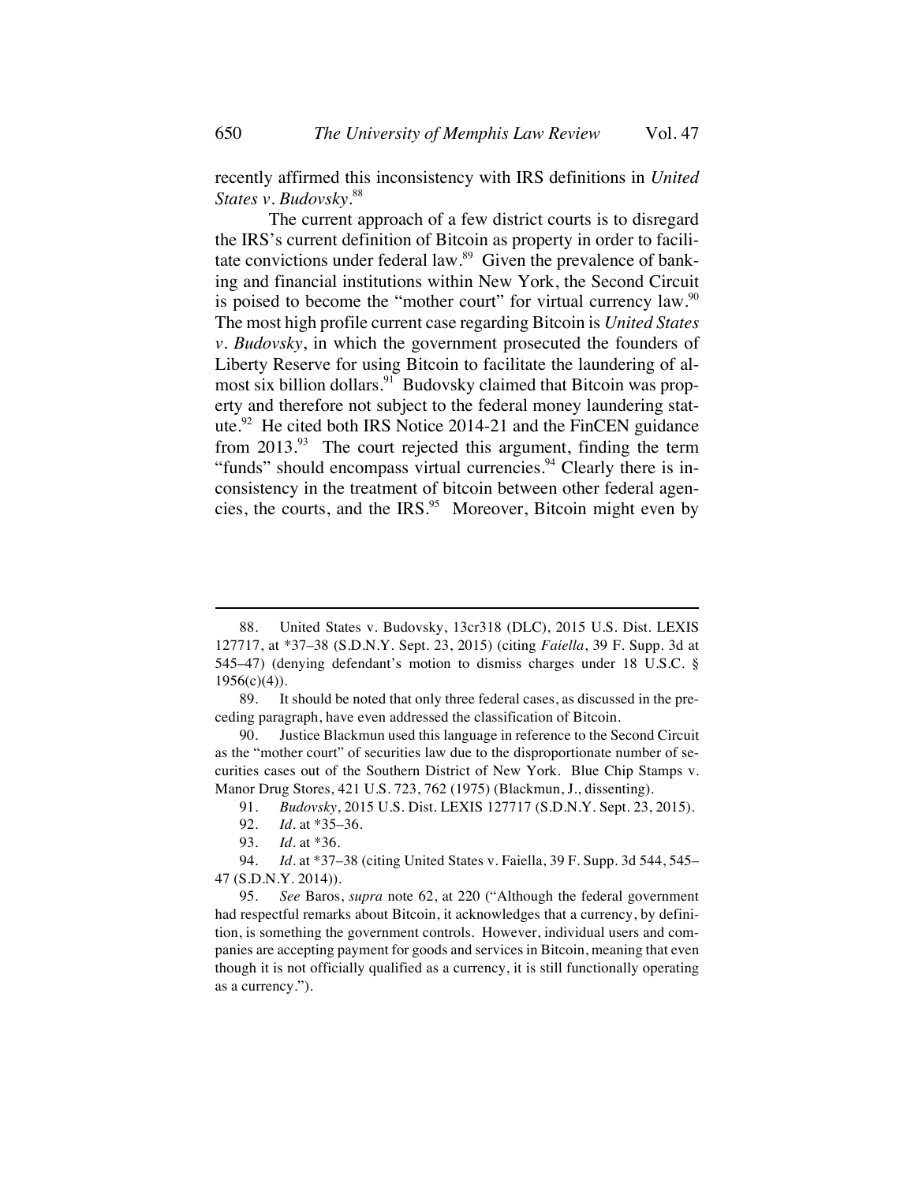recently affirmed this inconsistency with IRS definitions in *United States v. Budovsky*.[88]

The current approach of a few district courts is to disregard the IRS's current definition of Bitcoin as property in order to facilitate convictions under federal law.[89] Given the prevalence of banking and financial institutions within New York, the Second Circuit is poised to become the "mother court" for virtual currency law.[90] The most high profile current case regarding Bitcoin is *United States v. Budovsky*, in which the government prosecuted the founders of Liberty Reserve for using Bitcoin to facilitate the laundering of almost six billion dollars.[91] Budovsky claimed that Bitcoin was property and therefore not subject to the federal money laundering statute.[92] He cited both IRS Notice 2014-21 and the FinCEN guidance from 2013.[93] The court rejected this argument, finding the term "funds" should encompass virtual currencies.[94] Clearly there is inconsistency in the treatment of bitcoin between other federal agencies, the courts, and the IRS.[95] Moreover, Bitcoin might even by

---

88. United States v. Budovsky, 13cr318 (DLC), 2015 U.S. Dist. LEXIS 127717, at *37–38 (S.D.N.Y. Sept. 23, 2015) (citing *Faiella*, 39 F. Supp. 3d at 545–47) (denying defendant's motion to dismiss charges under 18 U.S.C. § 1956(c)(4)).

89. It should be noted that only three federal cases, as discussed in the preceding paragraph, have even addressed the classification of Bitcoin.

90. Justice Blackmun used this language in reference to the Second Circuit as the "mother court" of securities law due to the disproportionate number of securities cases out of the Southern District of New York. Blue Chip Stamps v. Manor Drug Stores, 421 U.S. 723, 762 (1975) (Blackmun, J., dissenting).

91. *Budovsky*, 2015 U.S. Dist. LEXIS 127717 (S.D.N.Y. Sept. 23, 2015).

92. *Id.* at *35–36.

93. *Id.* at *36.

94. *Id.* at *37–38 (citing United States v. Faiella, 39 F. Supp. 3d 544, 545–47 (S.D.N.Y. 2014)).

95. *See* Baros, *supra* note 62, at 220 ("Although the federal government had respectful remarks about Bitcoin, it acknowledges that a currency, by definition, is something the government controls. However, individual users and companies are accepting payment for goods and services in Bitcoin, meaning that even though it is not officially qualified as a currency, it is still functionally operating as a currency.").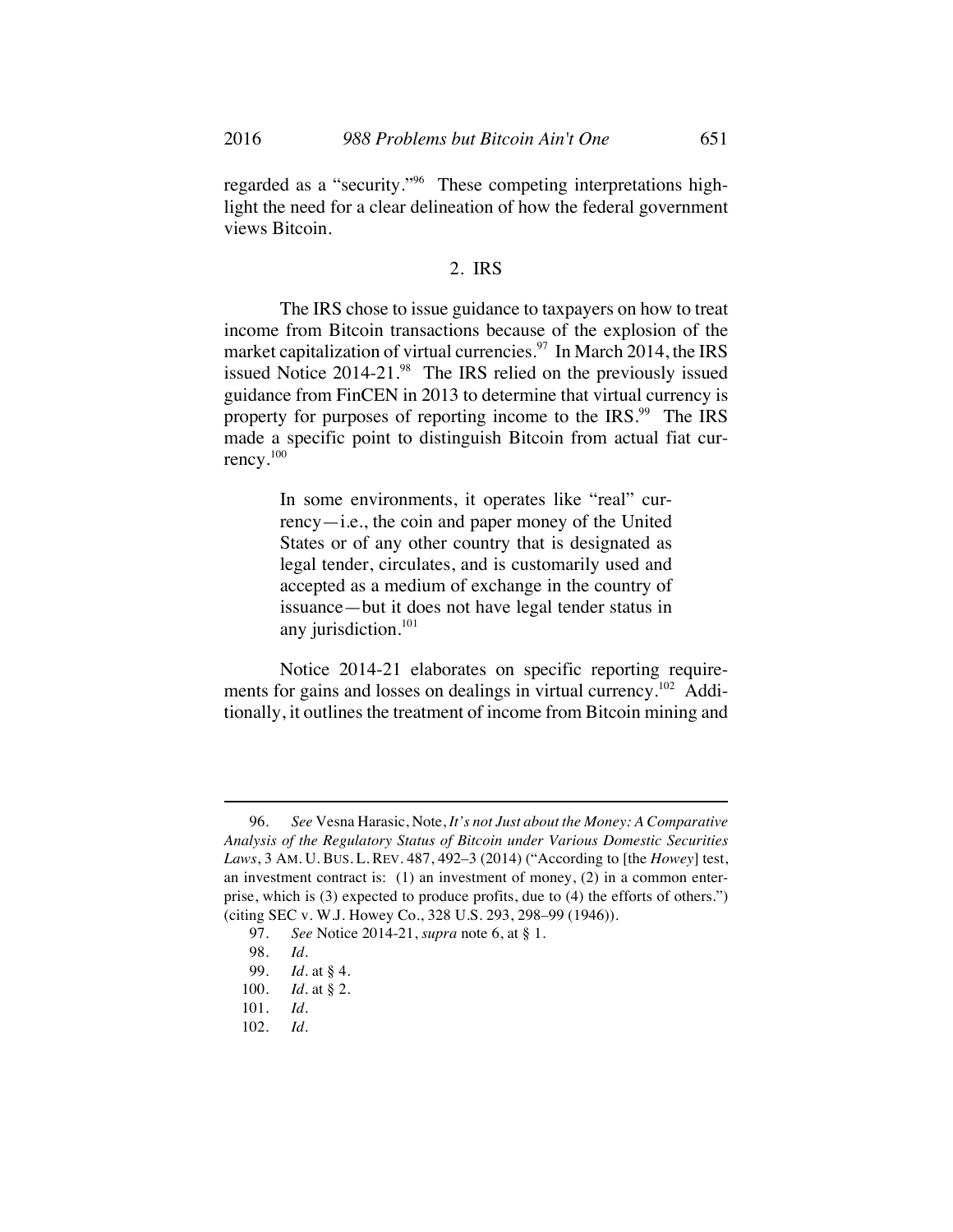regarded as a "security."[96] These competing interpretations highlight the need for a clear delineation of how the federal government views Bitcoin.

### 2. IRS

The IRS chose to issue guidance to taxpayers on how to treat income from Bitcoin transactions because of the explosion of the market capitalization of virtual currencies.[97] In March 2014, the IRS issued Notice 2014-21.[98] The IRS relied on the previously issued guidance from FinCEN in 2013 to determine that virtual currency is property for purposes of reporting income to the IRS.[99] The IRS made a specific point to distinguish Bitcoin from actual fiat currency.[100]

> In some environments, it operates like "real" currency—i.e., the coin and paper money of the United States or of any other country that is designated as legal tender, circulates, and is customarily used and accepted as a medium of exchange in the country of issuance—but it does not have legal tender status in any jurisdiction.[101]

Notice 2014-21 elaborates on specific reporting requirements for gains and losses on dealings in virtual currency.[102] Additionally, it outlines the treatment of income from Bitcoin mining and

---

96. *See* Vesna Harasic, Note, *It's not Just about the Money: A Comparative Analysis of the Regulatory Status of Bitcoin under Various Domestic Securities Laws*, 3 AM. U. BUS. L. REV. 487, 492–3 (2014) ("According to [the *Howey*] test, an investment contract is: (1) an investment of money, (2) in a common enterprise, which is (3) expected to produce profits, due to (4) the efforts of others.") (citing SEC v. W.J. Howey Co., 328 U.S. 293, 298–99 (1946)).

97. *See* Notice 2014-21, *supra* note 6, at § 1.

98. *Id.*

99. *Id.* at § 4.

100. *Id.* at § 2.

101. *Id.*

102. *Id.*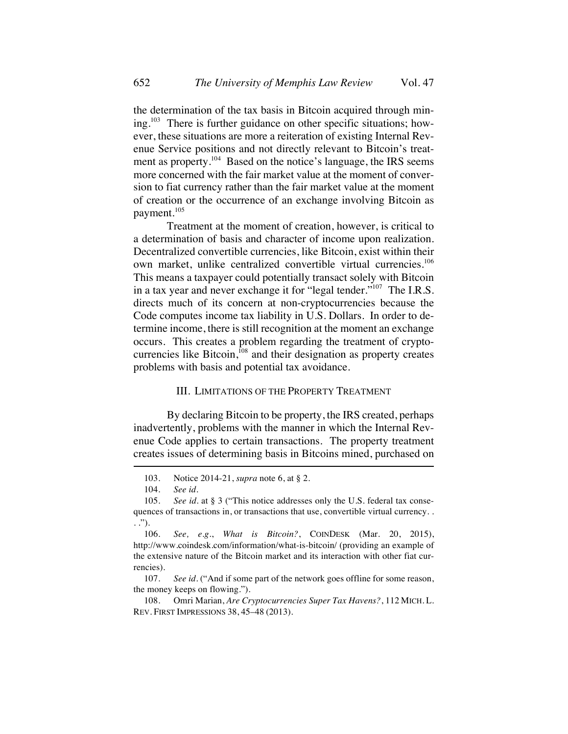the determination of the tax basis in Bitcoin acquired through mining.[103] There is further guidance on other specific situations; however, these situations are more a reiteration of existing Internal Revenue Service positions and not directly relevant to Bitcoin's treatment as property.[104] Based on the notice's language, the IRS seems more concerned with the fair market value at the moment of conversion to fiat currency rather than the fair market value at the moment of creation or the occurrence of an exchange involving Bitcoin as payment.[105]

Treatment at the moment of creation, however, is critical to a determination of basis and character of income upon realization. Decentralized convertible currencies, like Bitcoin, exist within their own market, unlike centralized convertible virtual currencies.[106] This means a taxpayer could potentially transact solely with Bitcoin in a tax year and never exchange it for "legal tender."[107] The I.R.S. directs much of its concern at non-cryptocurrencies because the Code computes income tax liability in U.S. Dollars. In order to determine income, there is still recognition at the moment an exchange occurs. This creates a problem regarding the treatment of cryptocurrencies like Bitcoin,[108] and their designation as property creates problems with basis and potential tax avoidance.

## III. LIMITATIONS OF THE PROPERTY TREATMENT

By declaring Bitcoin to be property, the IRS created, perhaps inadvertently, problems with the manner in which the Internal Revenue Code applies to certain transactions. The property treatment creates issues of determining basis in Bitcoins mined, purchased on

---

103. Notice 2014-21, *supra* note 6, at § 2.

104. *See id.*

105. *See id.* at § 3 ("This notice addresses only the U.S. federal tax consequences of transactions in, or transactions that use, convertible virtual currency. . . .").

106. *See, e.g.*, *What is Bitcoin?*, COINDESK (Mar. 20, 2015), http://www.coindesk.com/information/what-is-bitcoin/ (providing an example of the extensive nature of the Bitcoin market and its interaction with other fiat currencies).

107. *See id.* ("And if some part of the network goes offline for some reason, the money keeps on flowing.").

108. Omri Marian, *Are Cryptocurrencies Super Tax Havens?*, 112 MICH. L. REV. FIRST IMPRESSIONS 38, 45–48 (2013).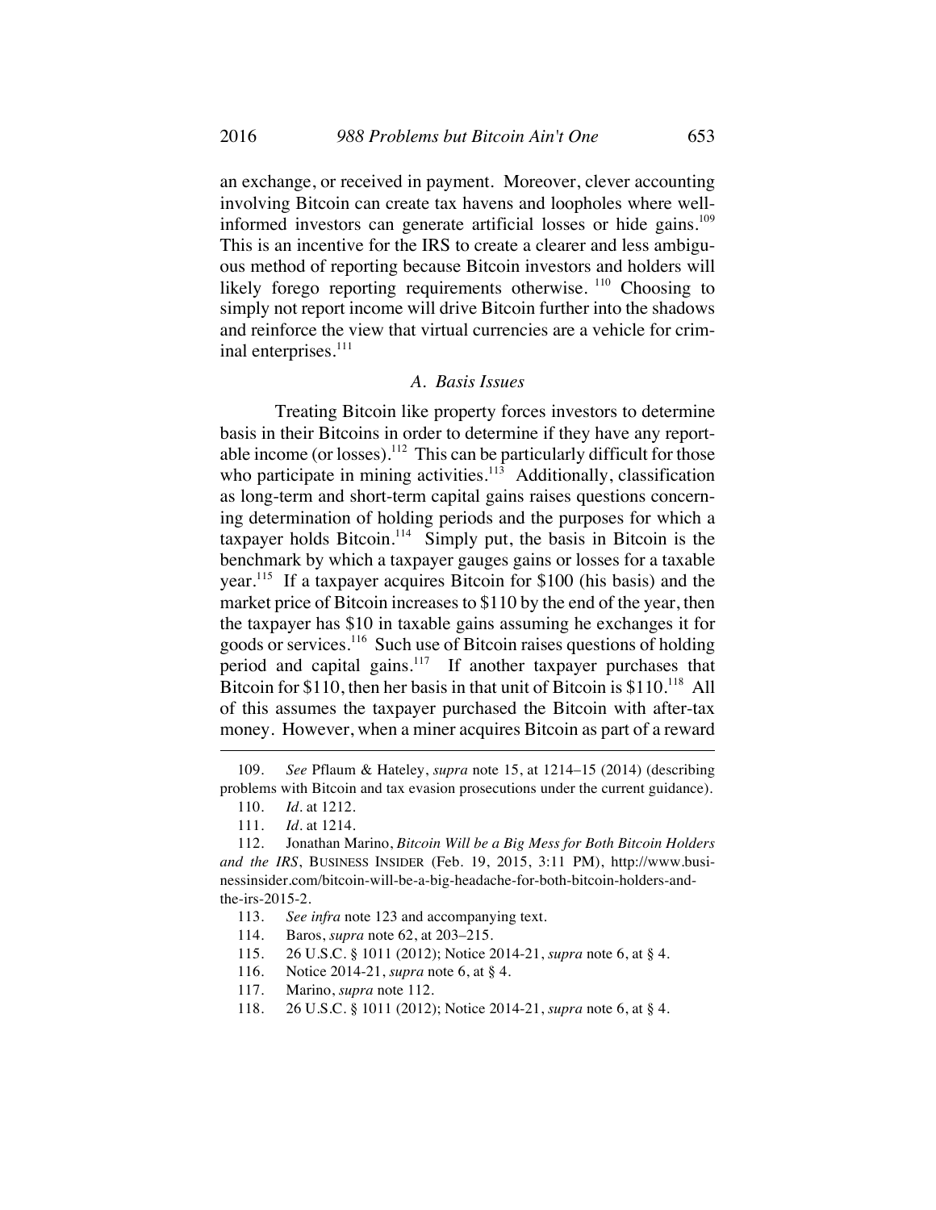an exchange, or received in payment. Moreover, clever accounting involving Bitcoin can create tax havens and loopholes where well-informed investors can generate artificial losses or hide gains.[109] This is an incentive for the IRS to create a clearer and less ambiguous method of reporting because Bitcoin investors and holders will likely forego reporting requirements otherwise. [110] Choosing to simply not report income will drive Bitcoin further into the shadows and reinforce the view that virtual currencies are a vehicle for criminal enterprises.[111]

### *A. Basis Issues*

Treating Bitcoin like property forces investors to determine basis in their Bitcoins in order to determine if they have any reportable income (or losses).[112] This can be particularly difficult for those who participate in mining activities.[113] Additionally, classification as long-term and short-term capital gains raises questions concerning determination of holding periods and the purposes for which a taxpayer holds Bitcoin.[114] Simply put, the basis in Bitcoin is the benchmark by which a taxpayer gauges gains or losses for a taxable year.[115] If a taxpayer acquires Bitcoin for $100 (his basis) and the market price of Bitcoin increases to $110 by the end of the year, then the taxpayer has $10 in taxable gains assuming he exchanges it for goods or services.[116] Such use of Bitcoin raises questions of holding period and capital gains.[117] If another taxpayer purchases that Bitcoin for $110, then her basis in that unit of Bitcoin is $110.[118] All of this assumes the taxpayer purchased the Bitcoin with after-tax money. However, when a miner acquires Bitcoin as part of a reward

---

109. *See* Pflaum & Hateley, *supra* note 15, at 1214–15 (2014) (describing problems with Bitcoin and tax evasion prosecutions under the current guidance).

110. *Id.* at 1212.

111. *Id.* at 1214.

112. Jonathan Marino, *Bitcoin Will be a Big Mess for Both Bitcoin Holders and the IRS*, BUSINESS INSIDER (Feb. 19, 2015, 3:11 PM), http://www.businessinsider.com/bitcoin-will-be-a-big-headache-for-both-bitcoin-holders-and-the-irs-2015-2.

113. *See infra* note 123 and accompanying text.

114. Baros, *supra* note 62, at 203–215.

115. 26 U.S.C. § 1011 (2012); Notice 2014-21, *supra* note 6, at § 4.

116. Notice 2014-21, *supra* note 6, at § 4.

117. Marino, *supra* note 112.

118. 26 U.S.C. § 1011 (2012); Notice 2014-21, *supra* note 6, at § 4.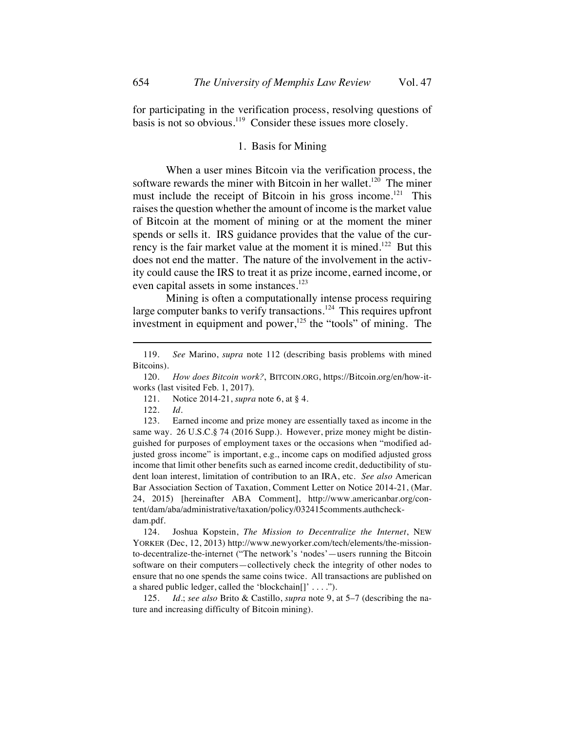for participating in the verification process, resolving questions of basis is not so obvious.[119] Consider these issues more closely.

### 1. Basis for Mining

When a user mines Bitcoin via the verification process, the software rewards the miner with Bitcoin in her wallet.[120] The miner must include the receipt of Bitcoin in his gross income.[121] This raises the question whether the amount of income is the market value of Bitcoin at the moment of mining or at the moment the miner spends or sells it. IRS guidance provides that the value of the currency is the fair market value at the moment it is mined.[122] But this does not end the matter. The nature of the involvement in the activity could cause the IRS to treat it as prize income, earned income, or even capital assets in some instances.[123]

Mining is often a computationally intense process requiring large computer banks to verify transactions.[124] This requires upfront investment in equipment and power,[125] the "tools" of mining. The

---

119. *See* Marino, *supra* note 112 (describing basis problems with mined Bitcoins).

120. *How does Bitcoin work?*, BITCOIN.ORG, https://Bitcoin.org/en/how-it-works (last visited Feb. 1, 2017).

121. Notice 2014-21, *supra* note 6, at § 4.

122. *Id*.

123. Earned income and prize money are essentially taxed as income in the same way. 26 U.S.C.§ 74 (2016 Supp.). However, prize money might be distinguished for purposes of employment taxes or the occasions when "modified adjusted gross income" is important, e.g., income caps on modified adjusted gross income that limit other benefits such as earned income credit, deductibility of student loan interest, limitation of contribution to an IRA, etc. *See also* American Bar Association Section of Taxation, Comment Letter on Notice 2014-21, (Mar. 24, 2015) [hereinafter ABA Comment], http://www.americanbar.org/content/dam/aba/administrative/taxation/policy/032415comments.authcheck-dam.pdf.

124. Joshua Kopstein, *The Mission to Decentralize the Internet*, NEW YORKER (Dec, 12, 2013) http://www.newyorker.com/tech/elements/the-mission-to-decentralize-the-internet ("The network's 'nodes'—users running the Bitcoin software on their computers—collectively check the integrity of other nodes to ensure that no one spends the same coins twice. All transactions are published on a shared public ledger, called the 'blockchain[]' . . . .").

125. *Id*.; *see also* Brito & Castillo, *supra* note 9, at 5–7 (describing the nature and increasing difficulty of Bitcoin mining).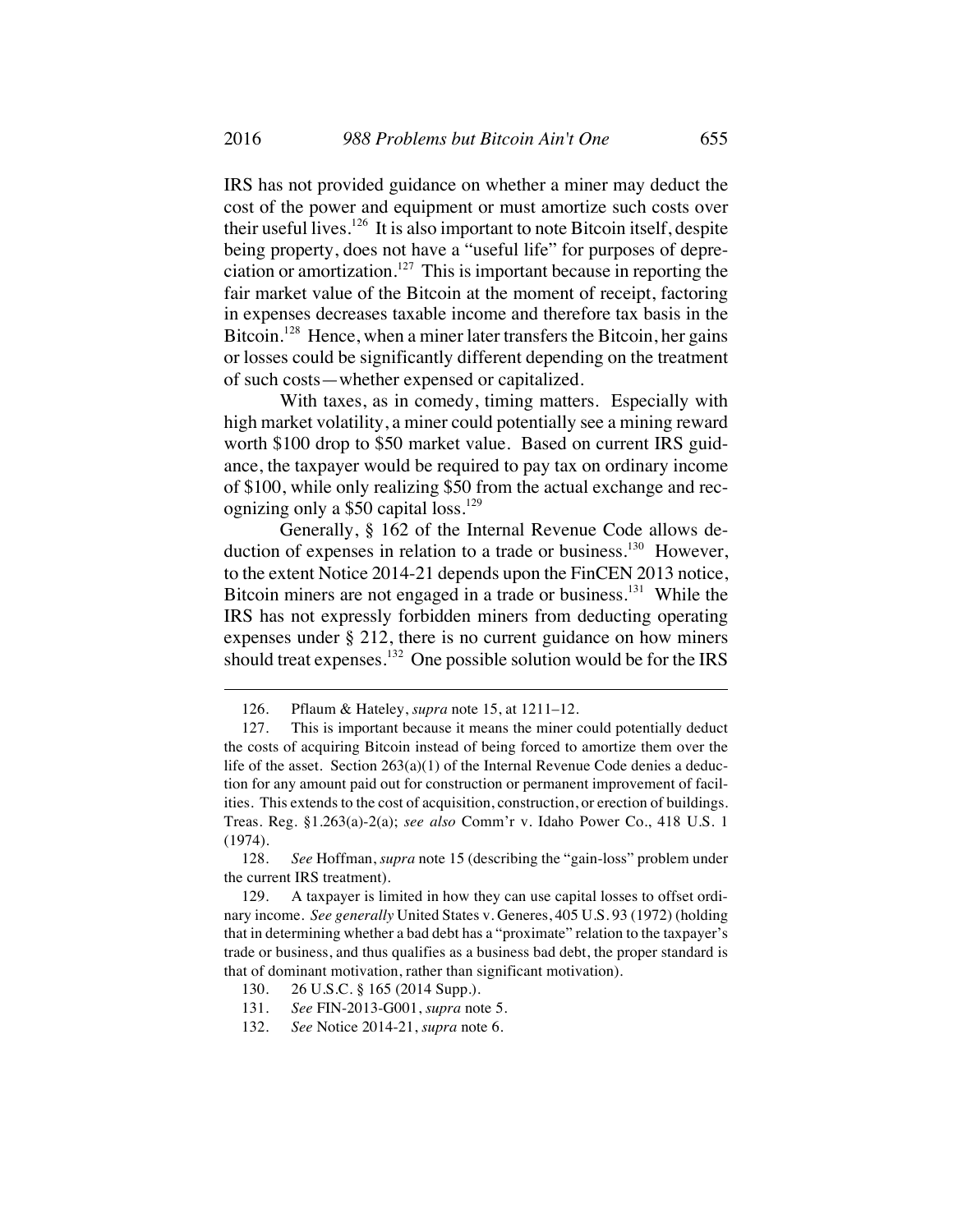IRS has not provided guidance on whether a miner may deduct the cost of the power and equipment or must amortize such costs over their useful lives.[126] It is also important to note Bitcoin itself, despite being property, does not have a "useful life" for purposes of depreciation or amortization.[127] This is important because in reporting the fair market value of the Bitcoin at the moment of receipt, factoring in expenses decreases taxable income and therefore tax basis in the Bitcoin.[128] Hence, when a miner later transfers the Bitcoin, her gains or losses could be significantly different depending on the treatment of such costs—whether expensed or capitalized.

With taxes, as in comedy, timing matters. Especially with high market volatility, a miner could potentially see a mining reward worth $100 drop to $50 market value. Based on current IRS guidance, the taxpayer would be required to pay tax on ordinary income of $100, while only realizing $50 from the actual exchange and recognizing only a $50 capital loss.[129]

Generally, § 162 of the Internal Revenue Code allows deduction of expenses in relation to a trade or business.[130] However, to the extent Notice 2014-21 depends upon the FinCEN 2013 notice, Bitcoin miners are not engaged in a trade or business.[131] While the IRS has not expressly forbidden miners from deducting operating expenses under § 212, there is no current guidance on how miners should treat expenses.[132] One possible solution would be for the IRS

---

126. Pflaum & Hateley, *supra* note 15, at 1211–12.

127. This is important because it means the miner could potentially deduct the costs of acquiring Bitcoin instead of being forced to amortize them over the life of the asset. Section 263(a)(1) of the Internal Revenue Code denies a deduction for any amount paid out for construction or permanent improvement of facilities. This extends to the cost of acquisition, construction, or erection of buildings. Treas. Reg. §1.263(a)-2(a); *see also* Comm'r v. Idaho Power Co., 418 U.S. 1 (1974).

128. *See* Hoffman, *supra* note 15 (describing the "gain-loss" problem under the current IRS treatment).

129. A taxpayer is limited in how they can use capital losses to offset ordinary income. *See generally* United States v. Generes, 405 U.S. 93 (1972) (holding that in determining whether a bad debt has a "proximate" relation to the taxpayer's trade or business, and thus qualifies as a business bad debt, the proper standard is that of dominant motivation, rather than significant motivation).

130. 26 U.S.C. § 165 (2014 Supp.).

131. *See* FIN-2013-G001, *supra* note 5.

132. *See* Notice 2014-21, *supra* note 6.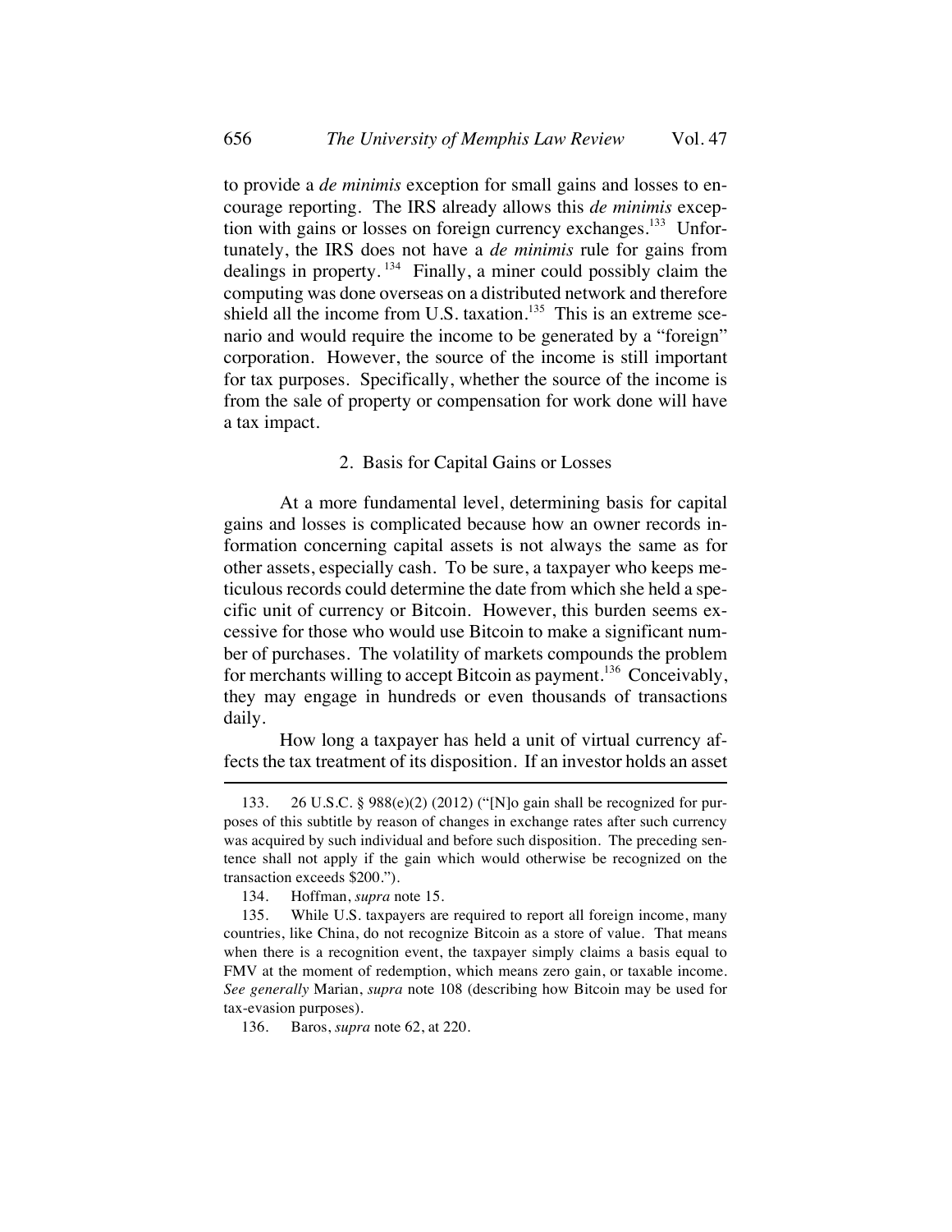to provide a *de minimis* exception for small gains and losses to encourage reporting. The IRS already allows this *de minimis* exception with gains or losses on foreign currency exchanges.[133] Unfortunately, the IRS does not have a *de minimis* rule for gains from dealings in property.[134] Finally, a miner could possibly claim the computing was done overseas on a distributed network and therefore shield all the income from U.S. taxation.[135] This is an extreme scenario and would require the income to be generated by a "foreign" corporation. However, the source of the income is still important for tax purposes. Specifically, whether the source of the income is from the sale of property or compensation for work done will have a tax impact.

### 2. Basis for Capital Gains or Losses

At a more fundamental level, determining basis for capital gains and losses is complicated because how an owner records information concerning capital assets is not always the same as for other assets, especially cash. To be sure, a taxpayer who keeps meticulous records could determine the date from which she held a specific unit of currency or Bitcoin. However, this burden seems excessive for those who would use Bitcoin to make a significant number of purchases. The volatility of markets compounds the problem for merchants willing to accept Bitcoin as payment.[136] Conceivably, they may engage in hundreds or even thousands of transactions daily.

How long a taxpayer has held a unit of virtual currency affects the tax treatment of its disposition. If an investor holds an asset

---

133. 26 U.S.C. § 988(e)(2) (2012) ("[N]o gain shall be recognized for purposes of this subtitle by reason of changes in exchange rates after such currency was acquired by such individual and before such disposition. The preceding sentence shall not apply if the gain which would otherwise be recognized on the transaction exceeds $200.").

134. Hoffman, *supra* note 15.

135. While U.S. taxpayers are required to report all foreign income, many countries, like China, do not recognize Bitcoin as a store of value. That means when there is a recognition event, the taxpayer simply claims a basis equal to FMV at the moment of redemption, which means zero gain, or taxable income. *See generally* Marian, *supra* note 108 (describing how Bitcoin may be used for tax-evasion purposes).

136. Baros, *supra* note 62, at 220.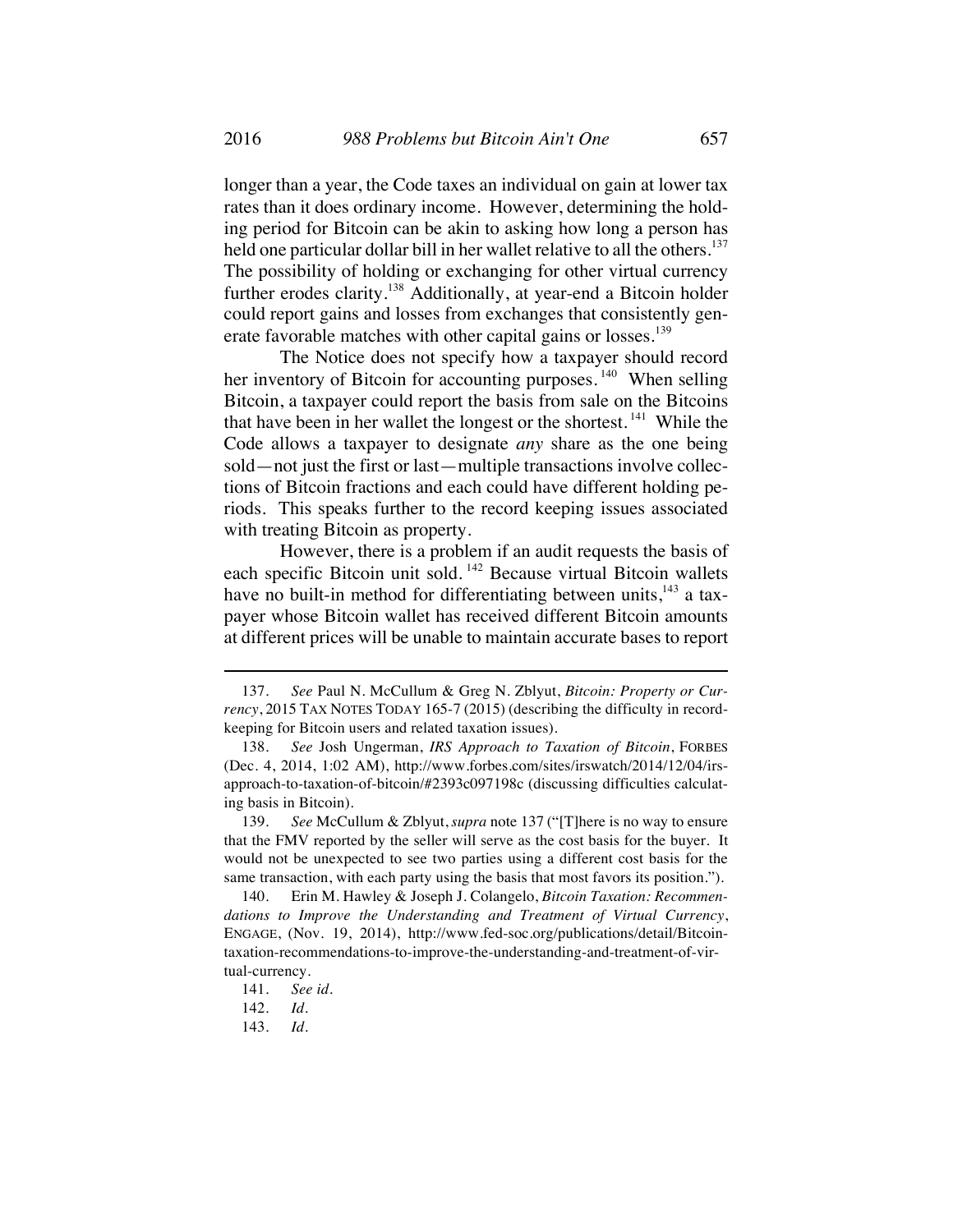longer than a year, the Code taxes an individual on gain at lower tax rates than it does ordinary income. However, determining the holding period for Bitcoin can be akin to asking how long a person has held one particular dollar bill in her wallet relative to all the others.[137] The possibility of holding or exchanging for other virtual currency further erodes clarity.[138] Additionally, at year-end a Bitcoin holder could report gains and losses from exchanges that consistently generate favorable matches with other capital gains or losses.[139]

The Notice does not specify how a taxpayer should record her inventory of Bitcoin for accounting purposes.[140] When selling Bitcoin, a taxpayer could report the basis from sale on the Bitcoins that have been in her wallet the longest or the shortest.[141] While the Code allows a taxpayer to designate *any* share as the one being sold—not just the first or last—multiple transactions involve collections of Bitcoin fractions and each could have different holding periods. This speaks further to the record keeping issues associated with treating Bitcoin as property.

However, there is a problem if an audit requests the basis of each specific Bitcoin unit sold.[142] Because virtual Bitcoin wallets have no built-in method for differentiating between units,[143] a taxpayer whose Bitcoin wallet has received different Bitcoin amounts at different prices will be unable to maintain accurate bases to report

---

137. *See* Paul N. McCullum & Greg N. Zblyut, *Bitcoin: Property or Currency*, 2015 TAX NOTES TODAY 165-7 (2015) (describing the difficulty in record-keeping for Bitcoin users and related taxation issues).

138. *See* Josh Ungerman, *IRS Approach to Taxation of Bitcoin*, FORBES (Dec. 4, 2014, 1:02 AM), http://www.forbes.com/sites/irswatch/2014/12/04/irs-approach-to-taxation-of-bitcoin/#2393c097198c (discussing difficulties calculating basis in Bitcoin).

139. *See* McCullum & Zblyut, *supra* note 137 ("[T]here is no way to ensure that the FMV reported by the seller will serve as the cost basis for the buyer. It would not be unexpected to see two parties using a different cost basis for the same transaction, with each party using the basis that most favors its position.").

140. Erin M. Hawley & Joseph J. Colangelo, *Bitcoin Taxation: Recommendations to Improve the Understanding and Treatment of Virtual Currency*, ENGAGE, (Nov. 19, 2014), http://www.fed-soc.org/publications/detail/Bitcoin-taxation-recommendations-to-improve-the-understanding-and-treatment-of-virtual-currency.

141. *See id.*

142. *Id.*

143. *Id.*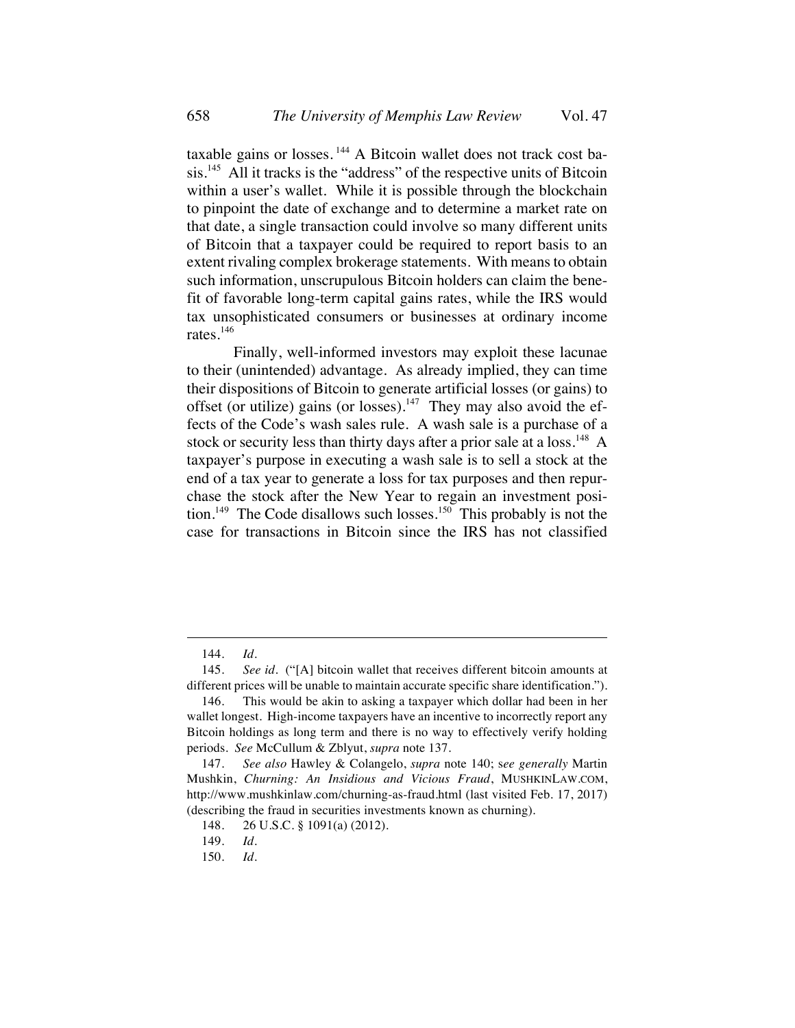taxable gains or losses.[144] A Bitcoin wallet does not track cost basis.[145] All it tracks is the "address" of the respective units of Bitcoin within a user's wallet. While it is possible through the blockchain to pinpoint the date of exchange and to determine a market rate on that date, a single transaction could involve so many different units of Bitcoin that a taxpayer could be required to report basis to an extent rivaling complex brokerage statements. With means to obtain such information, unscrupulous Bitcoin holders can claim the benefit of favorable long-term capital gains rates, while the IRS would tax unsophisticated consumers or businesses at ordinary income rates.[146]

Finally, well-informed investors may exploit these lacunae to their (unintended) advantage. As already implied, they can time their dispositions of Bitcoin to generate artificial losses (or gains) to offset (or utilize) gains (or losses).[147] They may also avoid the effects of the Code's wash sales rule. A wash sale is a purchase of a stock or security less than thirty days after a prior sale at a loss.[148] A taxpayer's purpose in executing a wash sale is to sell a stock at the end of a tax year to generate a loss for tax purposes and then repurchase the stock after the New Year to regain an investment position.[149] The Code disallows such losses.[150] This probably is not the case for transactions in Bitcoin since the IRS has not classified

---

144. *Id.*

145. *See id.* ("[A] bitcoin wallet that receives different bitcoin amounts at different prices will be unable to maintain accurate specific share identification.").

146. This would be akin to asking a taxpayer which dollar had been in her wallet longest. High-income taxpayers have an incentive to incorrectly report any Bitcoin holdings as long term and there is no way to effectively verify holding periods. *See* McCullum & Zblyut, *supra* note 137.

147. *See also* Hawley & Colangelo, *supra* note 140; *see generally* Martin Mushkin, *Churning: An Insidious and Vicious Fraud*, MUSHKINLAW.COM, http://www.mushkinlaw.com/churning-as-fraud.html (last visited Feb. 17, 2017) (describing the fraud in securities investments known as churning).

148. 26 U.S.C. § 1091(a) (2012).

149. *Id.*

150. *Id.*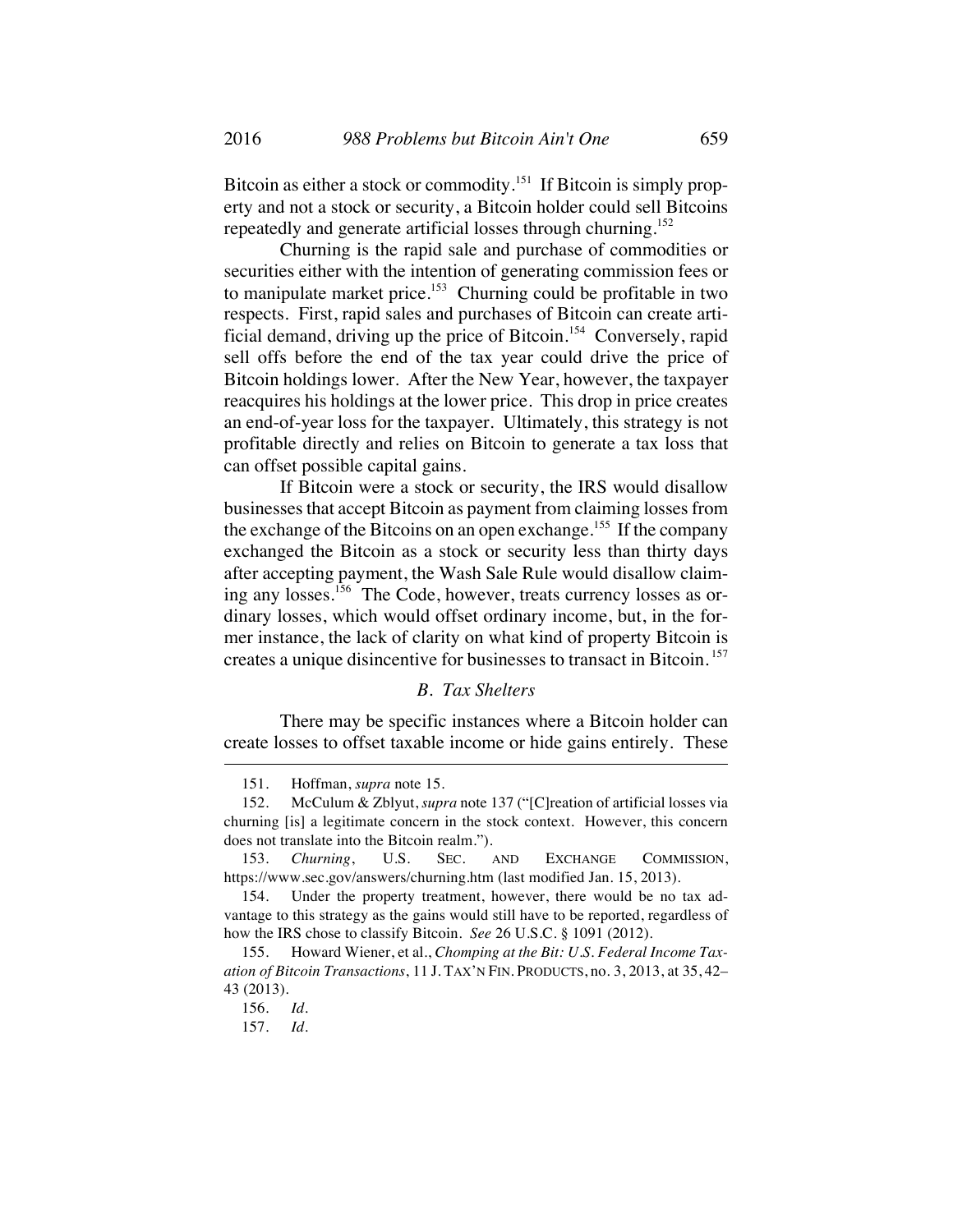Bitcoin as either a stock or commodity.[151] If Bitcoin is simply property and not a stock or security, a Bitcoin holder could sell Bitcoins repeatedly and generate artificial losses through churning.[152]

Churning is the rapid sale and purchase of commodities or securities either with the intention of generating commission fees or to manipulate market price.[153] Churning could be profitable in two respects. First, rapid sales and purchases of Bitcoin can create artificial demand, driving up the price of Bitcoin.[154] Conversely, rapid sell offs before the end of the tax year could drive the price of Bitcoin holdings lower. After the New Year, however, the taxpayer reacquires his holdings at the lower price. This drop in price creates an end-of-year loss for the taxpayer. Ultimately, this strategy is not profitable directly and relies on Bitcoin to generate a tax loss that can offset possible capital gains.

If Bitcoin were a stock or security, the IRS would disallow businesses that accept Bitcoin as payment from claiming losses from the exchange of the Bitcoins on an open exchange.[155] If the company exchanged the Bitcoin as a stock or security less than thirty days after accepting payment, the Wash Sale Rule would disallow claiming any losses.[156] The Code, however, treats currency losses as ordinary losses, which would offset ordinary income, but, in the former instance, the lack of clarity on what kind of property Bitcoin is creates a unique disincentive for businesses to transact in Bitcoin.[157]

### *B. Tax Shelters*

There may be specific instances where a Bitcoin holder can create losses to offset taxable income or hide gains entirely. These

---

151. Hoffman, *supra* note 15.

152. McCulum & Zblyut, *supra* note 137 ("[C]reation of artificial losses via churning [is] a legitimate concern in the stock context. However, this concern does not translate into the Bitcoin realm.").

153. *Churning*, U.S. SEC. AND EXCHANGE COMMISSION, https://www.sec.gov/answers/churning.htm (last modified Jan. 15, 2013).

154. Under the property treatment, however, there would be no tax advantage to this strategy as the gains would still have to be reported, regardless of how the IRS chose to classify Bitcoin. *See* 26 U.S.C. § 1091 (2012).

155. Howard Wiener, et al., *Chomping at the Bit: U.S. Federal Income Taxation of Bitcoin Transactions*, 11 J. TAX'N FIN. PRODUCTS, no. 3, 2013, at 35, 42–43 (2013).

156. *Id.*

157. *Id.*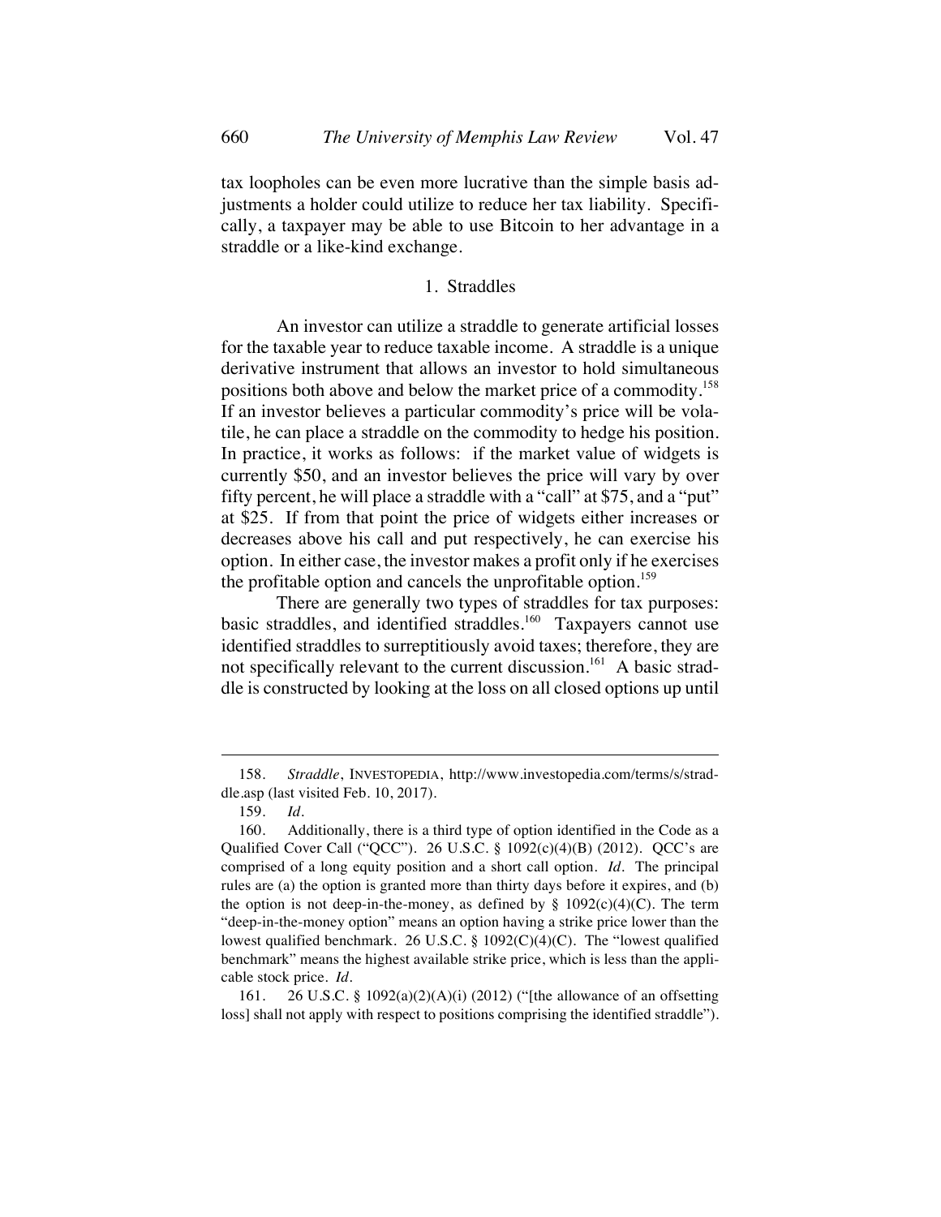tax loopholes can be even more lucrative than the simple basis adjustments a holder could utilize to reduce her tax liability. Specifically, a taxpayer may be able to use Bitcoin to her advantage in a straddle or a like-kind exchange.

### 1. Straddles

An investor can utilize a straddle to generate artificial losses for the taxable year to reduce taxable income. A straddle is a unique derivative instrument that allows an investor to hold simultaneous positions both above and below the market price of a commodity.[158] If an investor believes a particular commodity's price will be volatile, he can place a straddle on the commodity to hedge his position. In practice, it works as follows: if the market value of widgets is currently $50, and an investor believes the price will vary by over fifty percent, he will place a straddle with a "call" at $75, and a "put" at $25. If from that point the price of widgets either increases or decreases above his call and put respectively, he can exercise his option. In either case, the investor makes a profit only if he exercises the profitable option and cancels the unprofitable option.[159]

There are generally two types of straddles for tax purposes: basic straddles, and identified straddles.[160] Taxpayers cannot use identified straddles to surreptitiously avoid taxes; therefore, they are not specifically relevant to the current discussion.[161] A basic straddle is constructed by looking at the loss on all closed options up until

---

158. *Straddle*, INVESTOPEDIA, http://www.investopedia.com/terms/s/straddle.asp (last visited Feb. 10, 2017).

159. *Id.*

160. Additionally, there is a third type of option identified in the Code as a Qualified Cover Call ("QCC"). 26 U.S.C. § 1092(c)(4)(B) (2012). QCC's are comprised of a long equity position and a short call option. *Id.* The principal rules are (a) the option is granted more than thirty days before it expires, and (b) the option is not deep-in-the-money, as defined by § 1092(c)(4)(C). The term "deep-in-the-money option" means an option having a strike price lower than the lowest qualified benchmark. 26 U.S.C. § 1092(C)(4)(C). The "lowest qualified benchmark" means the highest available strike price, which is less than the applicable stock price. *Id.*

161. 26 U.S.C. § 1092(a)(2)(A)(i) (2012) ("[the allowance of an offsetting loss] shall not apply with respect to positions comprising the identified straddle").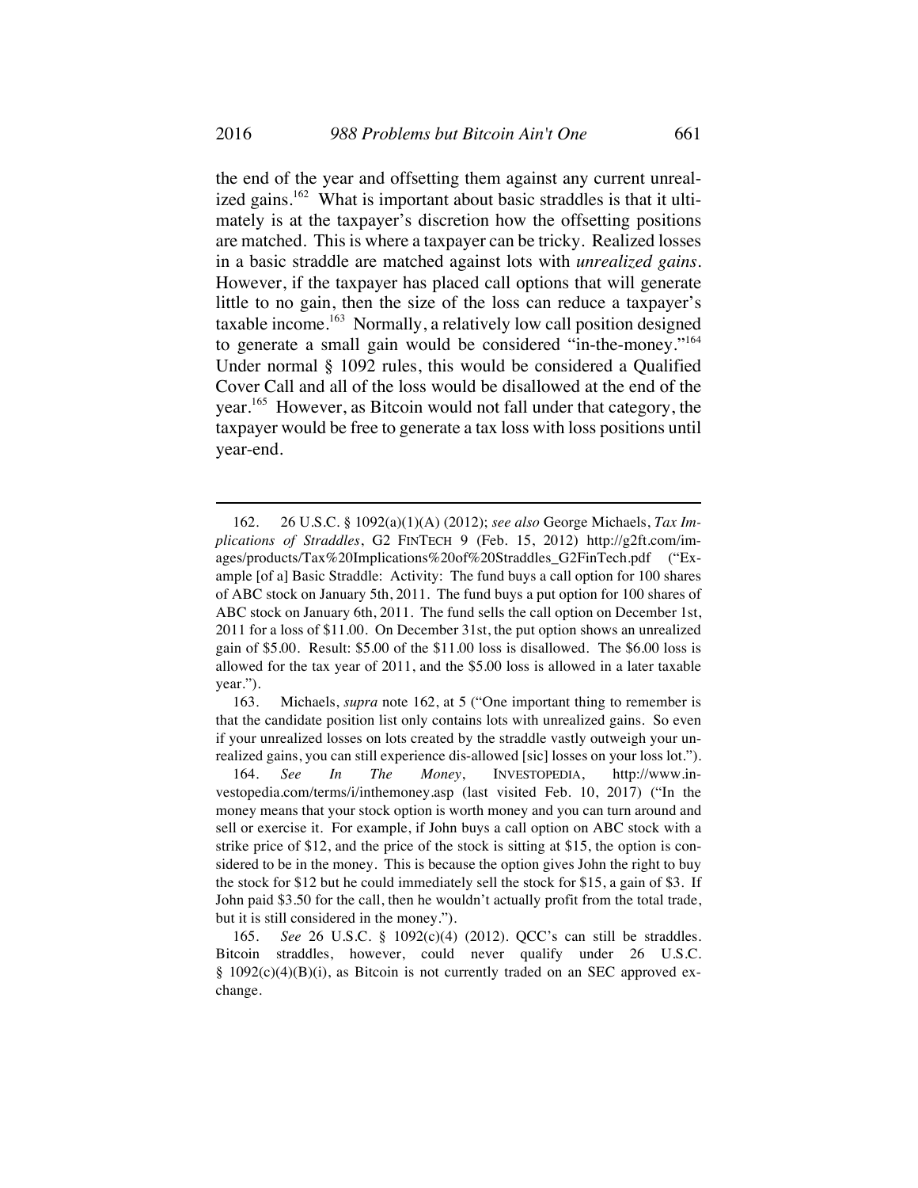the end of the year and offsetting them against any current unrealized gains.[162] What is important about basic straddles is that it ultimately is at the taxpayer's discretion how the offsetting positions are matched. This is where a taxpayer can be tricky. Realized losses in a basic straddle are matched against lots with *unrealized gains*. However, if the taxpayer has placed call options that will generate little to no gain, then the size of the loss can reduce a taxpayer's taxable income.[163] Normally, a relatively low call position designed to generate a small gain would be considered "in-the-money."[164] Under normal § 1092 rules, this would be considered a Qualified Cover Call and all of the loss would be disallowed at the end of the year.[165] However, as Bitcoin would not fall under that category, the taxpayer would be free to generate a tax loss with loss positions until year-end.

---

162. 26 U.S.C. § 1092(a)(1)(A) (2012); *see also* George Michaels, *Tax Implications of Straddles*, G2 FINTECH 9 (Feb. 15, 2012) http://g2ft.com/images/products/Tax%20Implications%20of%20Straddles_G2FinTech.pdf ("Example [of a] Basic Straddle: Activity: The fund buys a call option for 100 shares of ABC stock on January 5th, 2011. The fund buys a put option for 100 shares of ABC stock on January 6th, 2011. The fund sells the call option on December 1st, 2011 for a loss of $11.00. On December 31st, the put option shows an unrealized gain of $5.00. Result: $5.00 of the $11.00 loss is disallowed. The $6.00 loss is allowed for the tax year of 2011, and the $5.00 loss is allowed in a later taxable year.").

163. Michaels, *supra* note 162, at 5 ("One important thing to remember is that the candidate position list only contains lots with unrealized gains. So even if your unrealized losses on lots created by the straddle vastly outweigh your unrealized gains, you can still experience dis-allowed [sic] losses on your loss lot.").

164. *See In The Money*, INVESTOPEDIA, http://www.investopedia.com/terms/i/inthemoney.asp (last visited Feb. 10, 2017) ("In the money means that your stock option is worth money and you can turn around and sell or exercise it. For example, if John buys a call option on ABC stock with a strike price of $12, and the price of the stock is sitting at $15, the option is considered to be in the money. This is because the option gives John the right to buy the stock for $12 but he could immediately sell the stock for $15, a gain of $3. If John paid $3.50 for the call, then he wouldn't actually profit from the total trade, but it is still considered in the money.").

165. *See* 26 U.S.C. § 1092(c)(4) (2012). QCC's can still be straddles. Bitcoin straddles, however, could never qualify under 26 U.S.C. § 1092(c)(4)(B)(i), as Bitcoin is not currently traded on an SEC approved exchange.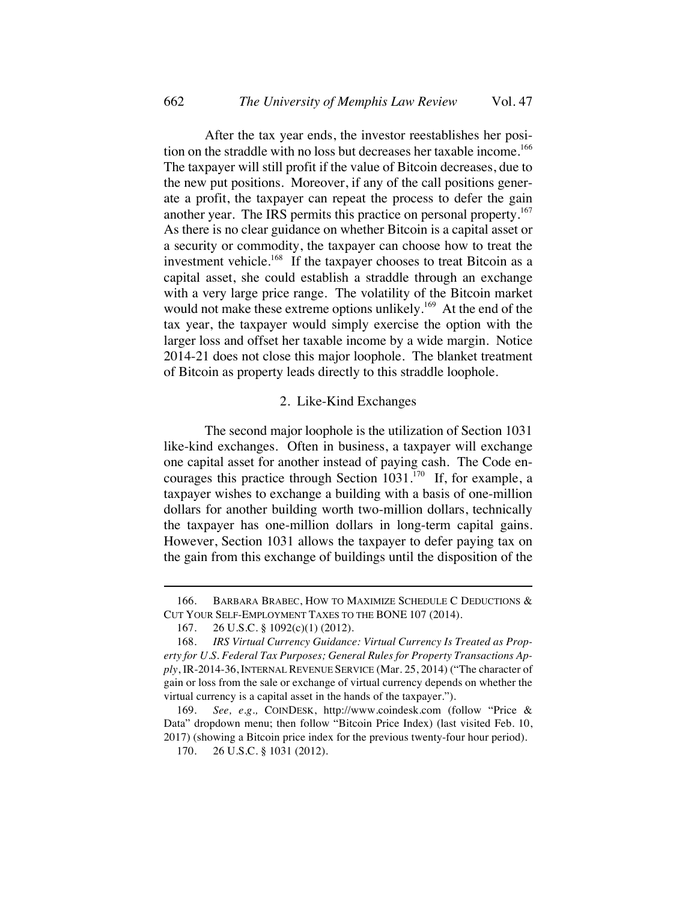After the tax year ends, the investor reestablishes her position on the straddle with no loss but decreases her taxable income.[166] The taxpayer will still profit if the value of Bitcoin decreases, due to the new put positions. Moreover, if any of the call positions generate a profit, the taxpayer can repeat the process to defer the gain another year. The IRS permits this practice on personal property.[167] As there is no clear guidance on whether Bitcoin is a capital asset or a security or commodity, the taxpayer can choose how to treat the investment vehicle.[168] If the taxpayer chooses to treat Bitcoin as a capital asset, she could establish a straddle through an exchange with a very large price range. The volatility of the Bitcoin market would not make these extreme options unlikely.[169] At the end of the tax year, the taxpayer would simply exercise the option with the larger loss and offset her taxable income by a wide margin. Notice 2014-21 does not close this major loophole. The blanket treatment of Bitcoin as property leads directly to this straddle loophole.

### 2. Like-Kind Exchanges

The second major loophole is the utilization of Section 1031 like-kind exchanges. Often in business, a taxpayer will exchange one capital asset for another instead of paying cash. The Code encourages this practice through Section 1031.[170] If, for example, a taxpayer wishes to exchange a building with a basis of one-million dollars for another building worth two-million dollars, technically the taxpayer has one-million dollars in long-term capital gains. However, Section 1031 allows the taxpayer to defer paying tax on the gain from this exchange of buildings until the disposition of the

---

166. BARBARA BRABEC, HOW TO MAXIMIZE SCHEDULE C DEDUCTIONS & CUT YOUR SELF-EMPLOYMENT TAXES TO THE BONE 107 (2014).

167. 26 U.S.C. § 1092(c)(1) (2012).

168. *IRS Virtual Currency Guidance: Virtual Currency Is Treated as Property for U.S. Federal Tax Purposes; General Rules for Property Transactions Apply*, IR-2014-36, INTERNAL REVENUE SERVICE (Mar. 25, 2014) ("The character of gain or loss from the sale or exchange of virtual currency depends on whether the virtual currency is a capital asset in the hands of the taxpayer.").

169. *See, e.g.,* COINDESK, http://www.coindesk.com (follow "Price & Data" dropdown menu; then follow "Bitcoin Price Index) (last visited Feb. 10, 2017) (showing a Bitcoin price index for the previous twenty-four hour period).

170. 26 U.S.C. § 1031 (2012).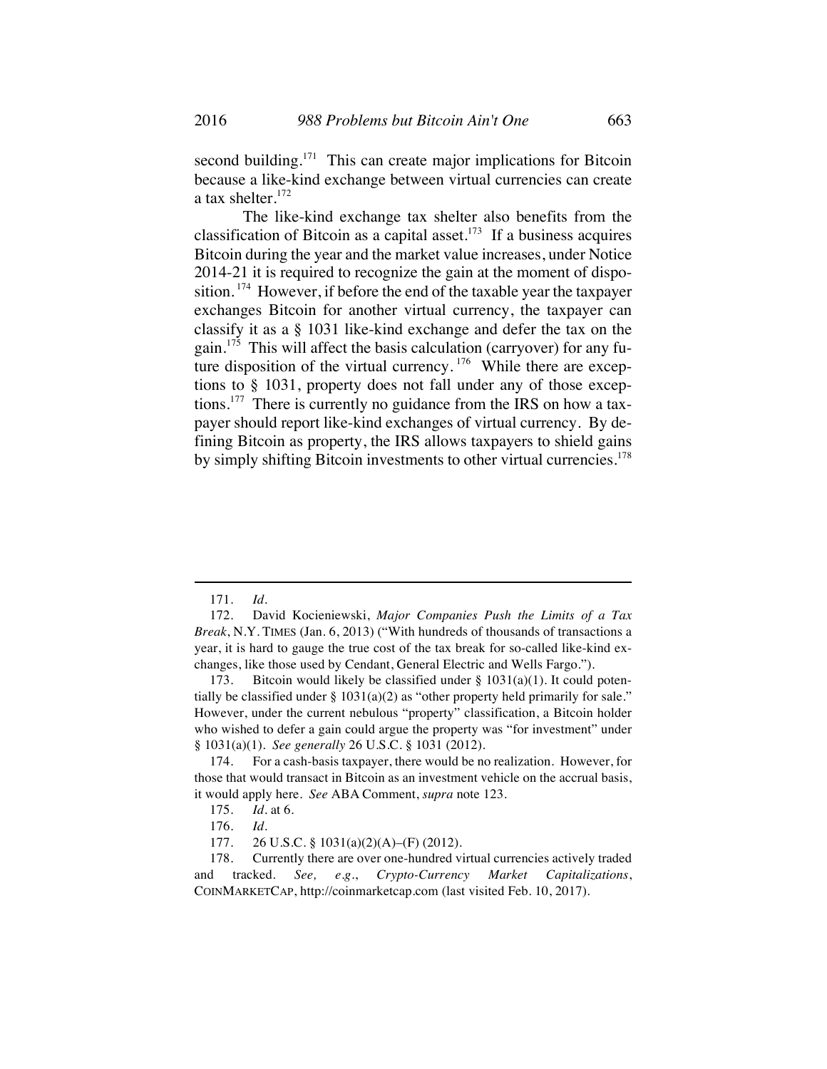second building.[171] This can create major implications for Bitcoin because a like-kind exchange between virtual currencies can create a tax shelter.[172]

The like-kind exchange tax shelter also benefits from the classification of Bitcoin as a capital asset.[173] If a business acquires Bitcoin during the year and the market value increases, under Notice 2014-21 it is required to recognize the gain at the moment of disposition.[174] However, if before the end of the taxable year the taxpayer exchanges Bitcoin for another virtual currency, the taxpayer can classify it as a § 1031 like-kind exchange and defer the tax on the gain.[175] This will affect the basis calculation (carryover) for any future disposition of the virtual currency.[176] While there are exceptions to § 1031, property does not fall under any of those exceptions.[177] There is currently no guidance from the IRS on how a taxpayer should report like-kind exchanges of virtual currency. By defining Bitcoin as property, the IRS allows taxpayers to shield gains by simply shifting Bitcoin investments to other virtual currencies.[178]

---

171. *Id.*

172. David Kocieniewski, *Major Companies Push the Limits of a Tax Break*, N.Y. TIMES (Jan. 6, 2013) ("With hundreds of thousands of transactions a year, it is hard to gauge the true cost of the tax break for so-called like-kind exchanges, like those used by Cendant, General Electric and Wells Fargo.").

173. Bitcoin would likely be classified under § 1031(a)(1). It could potentially be classified under § 1031(a)(2) as "other property held primarily for sale." However, under the current nebulous "property" classification, a Bitcoin holder who wished to defer a gain could argue the property was "for investment" under § 1031(a)(1). *See generally* 26 U.S.C. § 1031 (2012).

174. For a cash-basis taxpayer, there would be no realization. However, for those that would transact in Bitcoin as an investment vehicle on the accrual basis, it would apply here. *See* ABA Comment, *supra* note 123.

175. *Id.* at 6.

176. *Id.*

177. 26 U.S.C. § 1031(a)(2)(A)–(F) (2012).

178. Currently there are over one-hundred virtual currencies actively traded and tracked. *See, e.g.*, *Crypto-Currency Market Capitalizations*, COINMARKETCAP, http://coinmarketcap.com (last visited Feb. 10, 2017).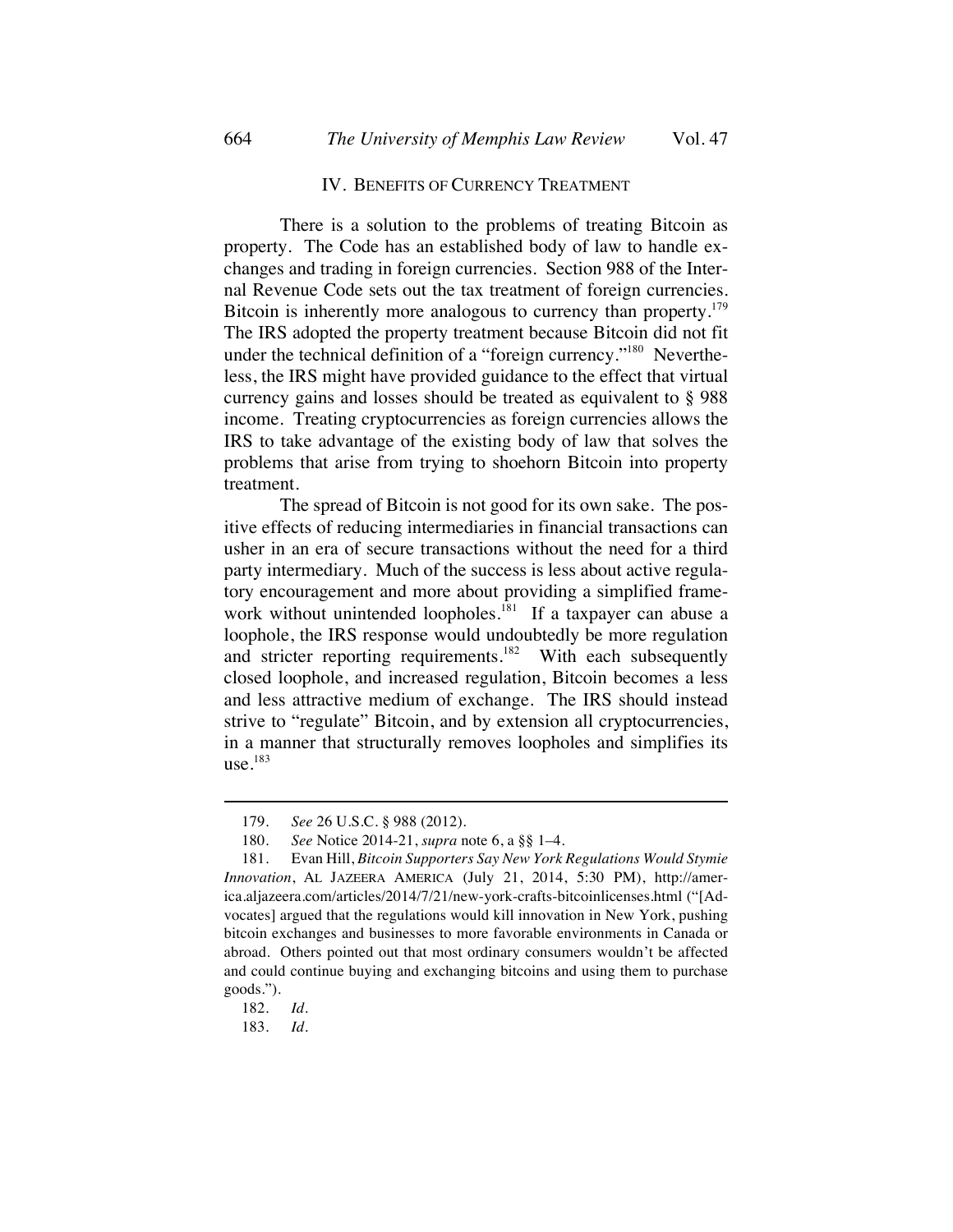## IV. BENEFITS OF CURRENCY TREATMENT

There is a solution to the problems of treating Bitcoin as property. The Code has an established body of law to handle exchanges and trading in foreign currencies. Section 988 of the Internal Revenue Code sets out the tax treatment of foreign currencies. Bitcoin is inherently more analogous to currency than property.[179] The IRS adopted the property treatment because Bitcoin did not fit under the technical definition of a "foreign currency."[180] Nevertheless, the IRS might have provided guidance to the effect that virtual currency gains and losses should be treated as equivalent to § 988 income. Treating cryptocurrencies as foreign currencies allows the IRS to take advantage of the existing body of law that solves the problems that arise from trying to shoehorn Bitcoin into property treatment.

The spread of Bitcoin is not good for its own sake. The positive effects of reducing intermediaries in financial transactions can usher in an era of secure transactions without the need for a third party intermediary. Much of the success is less about active regulatory encouragement and more about providing a simplified framework without unintended loopholes.[181] If a taxpayer can abuse a loophole, the IRS response would undoubtedly be more regulation and stricter reporting requirements.[182] With each subsequently closed loophole, and increased regulation, Bitcoin becomes a less and less attractive medium of exchange. The IRS should instead strive to "regulate" Bitcoin, and by extension all cryptocurrencies, in a manner that structurally removes loopholes and simplifies its use.[183]

---

179. *See* 26 U.S.C. § 988 (2012).

180. *See* Notice 2014-21, *supra* note 6, a §§ 1–4.

181. Evan Hill, *Bitcoin Supporters Say New York Regulations Would Stymie Innovation*, AL JAZEERA AMERICA (July 21, 2014, 5:30 PM), http://america.aljazeera.com/articles/2014/7/21/new-york-crafts-bitcoinlicenses.html ("[Advocates] argued that the regulations would kill innovation in New York, pushing bitcoin exchanges and businesses to more favorable environments in Canada or abroad. Others pointed out that most ordinary consumers wouldn't be affected and could continue buying and exchanging bitcoins and using them to purchase goods.").

182. *Id.*

183. *Id.*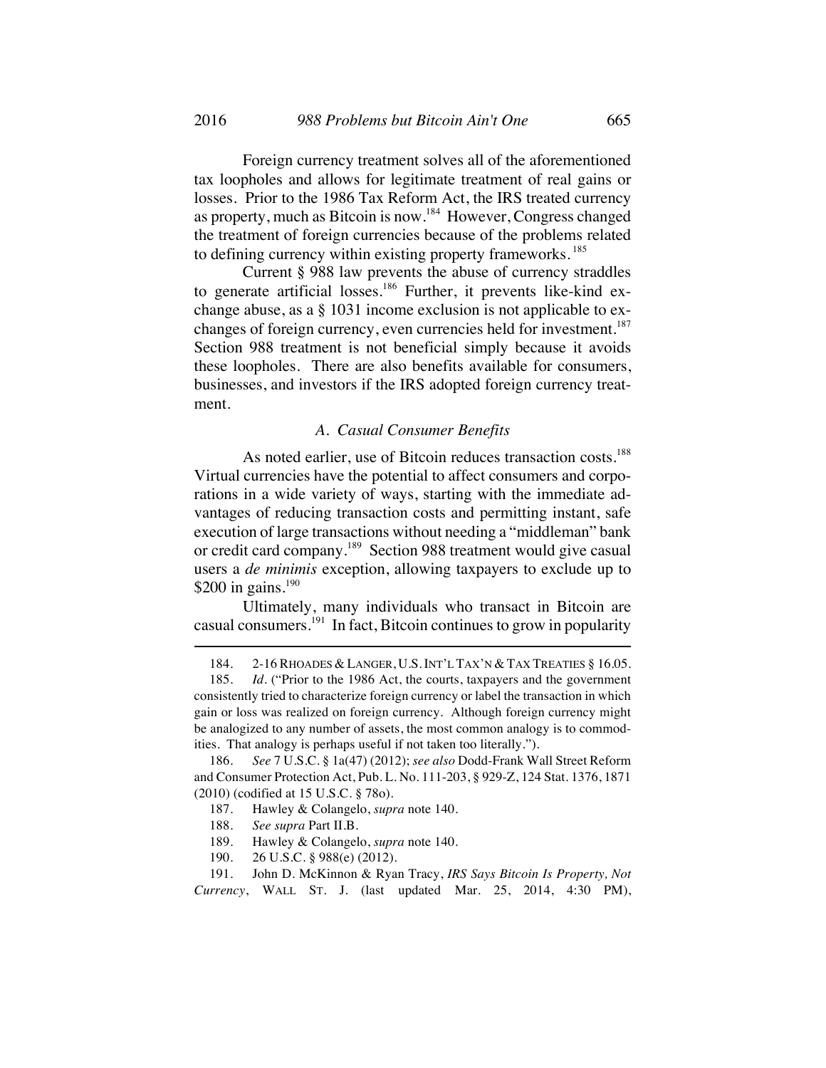Foreign currency treatment solves all of the aforementioned tax loopholes and allows for legitimate treatment of real gains or losses. Prior to the 1986 Tax Reform Act, the IRS treated currency as property, much as Bitcoin is now.[184] However, Congress changed the treatment of foreign currencies because of the problems related to defining currency within existing property frameworks.[185]

Current § 988 law prevents the abuse of currency straddles to generate artificial losses.[186] Further, it prevents like-kind exchange abuse, as a § 1031 income exclusion is not applicable to exchanges of foreign currency, even currencies held for investment.[187] Section 988 treatment is not beneficial simply because it avoids these loopholes. There are also benefits available for consumers, businesses, and investors if the IRS adopted foreign currency treatment.

### *A. Casual Consumer Benefits*

As noted earlier, use of Bitcoin reduces transaction costs.[188] Virtual currencies have the potential to affect consumers and corporations in a wide variety of ways, starting with the immediate advantages of reducing transaction costs and permitting instant, safe execution of large transactions without needing a "middleman" bank or credit card company.[189] Section 988 treatment would give casual users a *de minimis* exception, allowing taxpayers to exclude up to $200 in gains.[190]

Ultimately, many individuals who transact in Bitcoin are casual consumers.[191] In fact, Bitcoin continues to grow in popularity

---

184. 2-16 RHOADES & LANGER, U.S. INT'L TAX'N & TAX TREATIES § 16.05.

185. *Id.* ("Prior to the 1986 Act, the courts, taxpayers and the government consistently tried to characterize foreign currency or label the transaction in which gain or loss was realized on foreign currency. Although foreign currency might be analogized to any number of assets, the most common analogy is to commodities. That analogy is perhaps useful if not taken too literally.").

186. *See* 7 U.S.C. § 1a(47) (2012); *see also* Dodd-Frank Wall Street Reform and Consumer Protection Act, Pub. L. No. 111-203, § 929-Z, 124 Stat. 1376, 1871 (2010) (codified at 15 U.S.C. § 78o).

187. Hawley & Colangelo, *supra* note 140.

188. *See supra* Part II.B.

189. Hawley & Colangelo, *supra* note 140.

190. 26 U.S.C. § 988(e) (2012).

191. John D. McKinnon & Ryan Tracy, *IRS Says Bitcoin Is Property, Not Currency*, WALL ST. J. (last updated Mar. 25, 2014, 4:30 PM),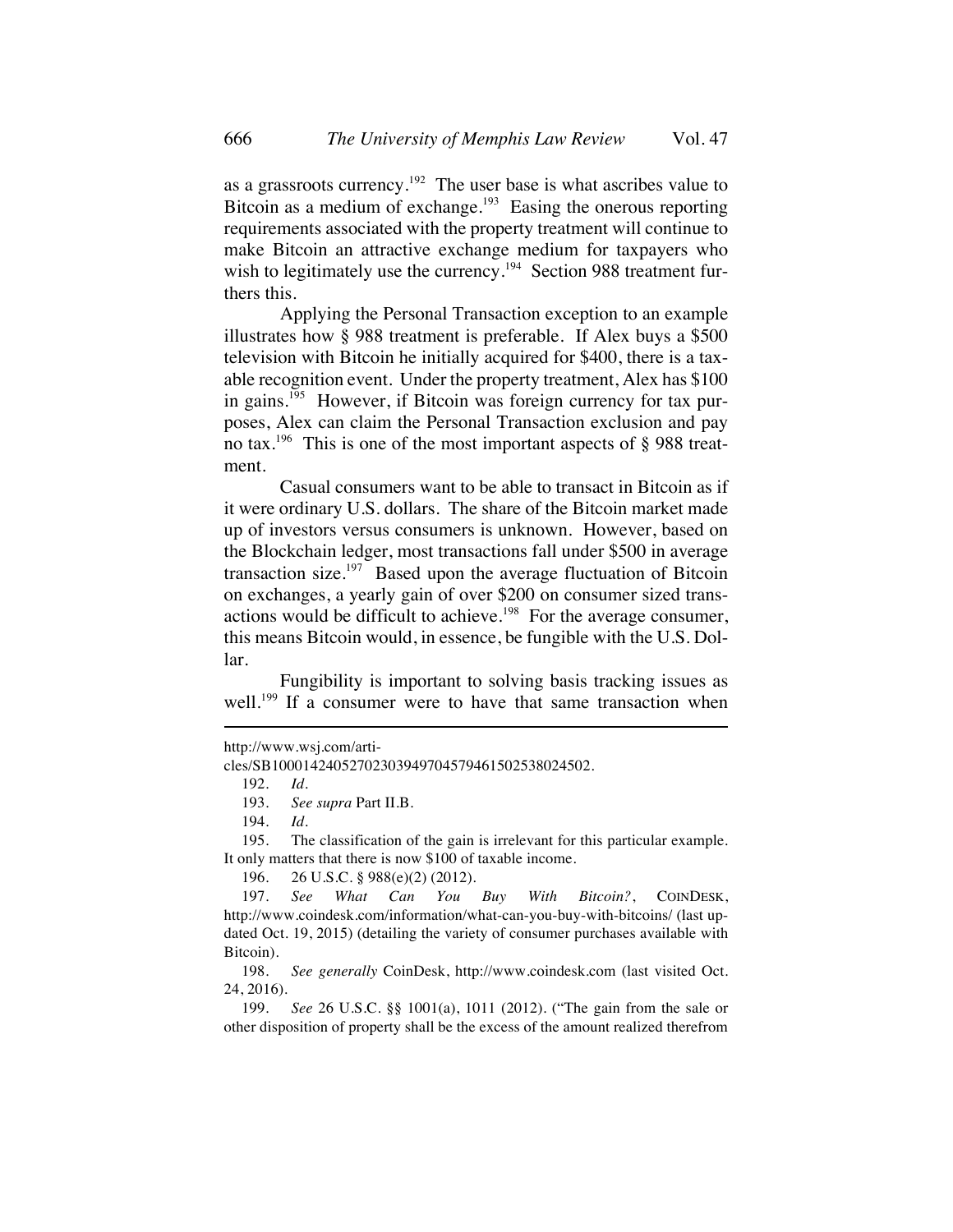as a grassroots currency.[192] The user base is what ascribes value to Bitcoin as a medium of exchange.[193] Easing the onerous reporting requirements associated with the property treatment will continue to make Bitcoin an attractive exchange medium for taxpayers who wish to legitimately use the currency.[194] Section 988 treatment furthers this.

Applying the Personal Transaction exception to an example illustrates how § 988 treatment is preferable. If Alex buys a $500 television with Bitcoin he initially acquired for $400, there is a taxable recognition event. Under the property treatment, Alex has $100 in gains.[195] However, if Bitcoin was foreign currency for tax purposes, Alex can claim the Personal Transaction exclusion and pay no tax.[196] This is one of the most important aspects of § 988 treatment.

Casual consumers want to be able to transact in Bitcoin as if it were ordinary U.S. dollars. The share of the Bitcoin market made up of investors versus consumers is unknown. However, based on the Blockchain ledger, most transactions fall under $500 in average transaction size.[197] Based upon the average fluctuation of Bitcoin on exchanges, a yearly gain of over $200 on consumer sized transactions would be difficult to achieve.[198] For the average consumer, this means Bitcoin would, in essence, be fungible with the U.S. Dollar.

Fungibility is important to solving basis tracking issues as well.[199] If a consumer were to have that same transaction when

---

http://www.wsj.com/articles/SB10001424052702303949704579461502538024502.

192. *Id.*

193. *See supra* Part II.B.

194. *Id.*

195. The classification of the gain is irrelevant for this particular example. It only matters that there is now $100 of taxable income.

196. 26 U.S.C. § 988(e)(2) (2012).

197. *See What Can You Buy With Bitcoin?*, COINDESK, http://www.coindesk.com/information/what-can-you-buy-with-bitcoins/ (last updated Oct. 19, 2015) (detailing the variety of consumer purchases available with Bitcoin).

198. *See generally* CoinDesk, http://www.coindesk.com (last visited Oct. 24, 2016).

199. *See* 26 U.S.C. §§ 1001(a), 1011 (2012). ("The gain from the sale or other disposition of property shall be the excess of the amount realized therefrom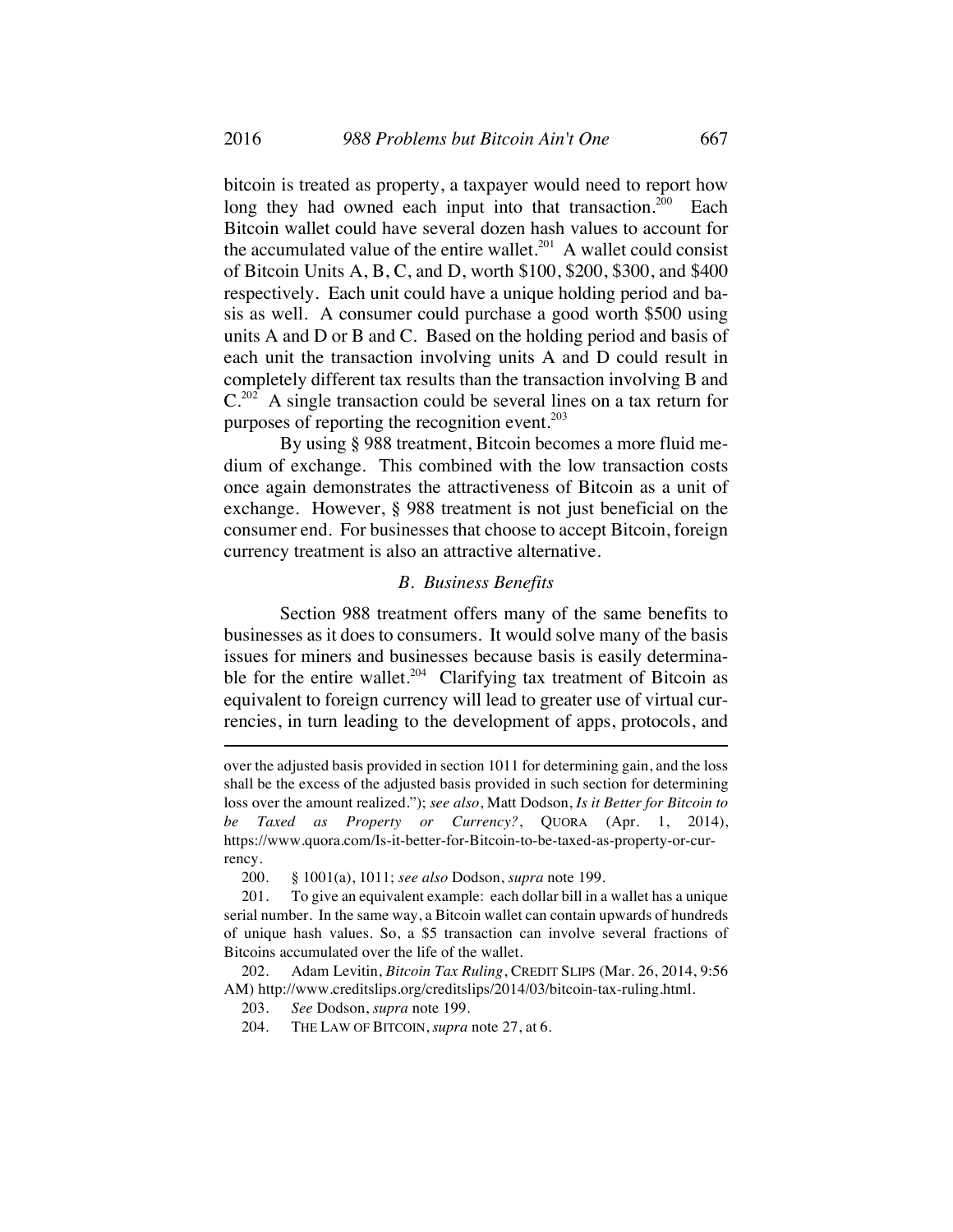bitcoin is treated as property, a taxpayer would need to report how long they had owned each input into that transaction.[200] Each Bitcoin wallet could have several dozen hash values to account for the accumulated value of the entire wallet.[201] A wallet could consist of Bitcoin Units A, B, C, and D, worth $100, $200, $300, and $400 respectively. Each unit could have a unique holding period and basis as well. A consumer could purchase a good worth $500 using units A and D or B and C. Based on the holding period and basis of each unit the transaction involving units A and D could result in completely different tax results than the transaction involving B and C.[202] A single transaction could be several lines on a tax return for purposes of reporting the recognition event.[203]

By using § 988 treatment, Bitcoin becomes a more fluid medium of exchange. This combined with the low transaction costs once again demonstrates the attractiveness of Bitcoin as a unit of exchange. However, § 988 treatment is not just beneficial on the consumer end. For businesses that choose to accept Bitcoin, foreign currency treatment is also an attractive alternative.

### *B. Business Benefits*

Section 988 treatment offers many of the same benefits to businesses as it does to consumers. It would solve many of the basis issues for miners and businesses because basis is easily determinable for the entire wallet.[204] Clarifying tax treatment of Bitcoin as equivalent to foreign currency will lead to greater use of virtual currencies, in turn leading to the development of apps, protocols, and

---

over the adjusted basis provided in section 1011 for determining gain, and the loss shall be the excess of the adjusted basis provided in such section for determining loss over the amount realized."); *see also*, Matt Dodson, *Is it Better for Bitcoin to be Taxed as Property or Currency?*, QUORA (Apr. 1, 2014), https://www.quora.com/Is-it-better-for-Bitcoin-to-be-taxed-as-property-or-currency.

200. § 1001(a), 1011; *see also* Dodson, *supra* note 199.

201. To give an equivalent example: each dollar bill in a wallet has a unique serial number. In the same way, a Bitcoin wallet can contain upwards of hundreds of unique hash values. So, a $5 transaction can involve several fractions of Bitcoins accumulated over the life of the wallet.

202. Adam Levitin, *Bitcoin Tax Ruling*, CREDIT SLIPS (Mar. 26, 2014, 9:56 AM) http://www.creditslips.org/creditslips/2014/03/bitcoin-tax-ruling.html.

203. *See* Dodson, *supra* note 199.

204. THE LAW OF BITCOIN, *supra* note 27, at 6.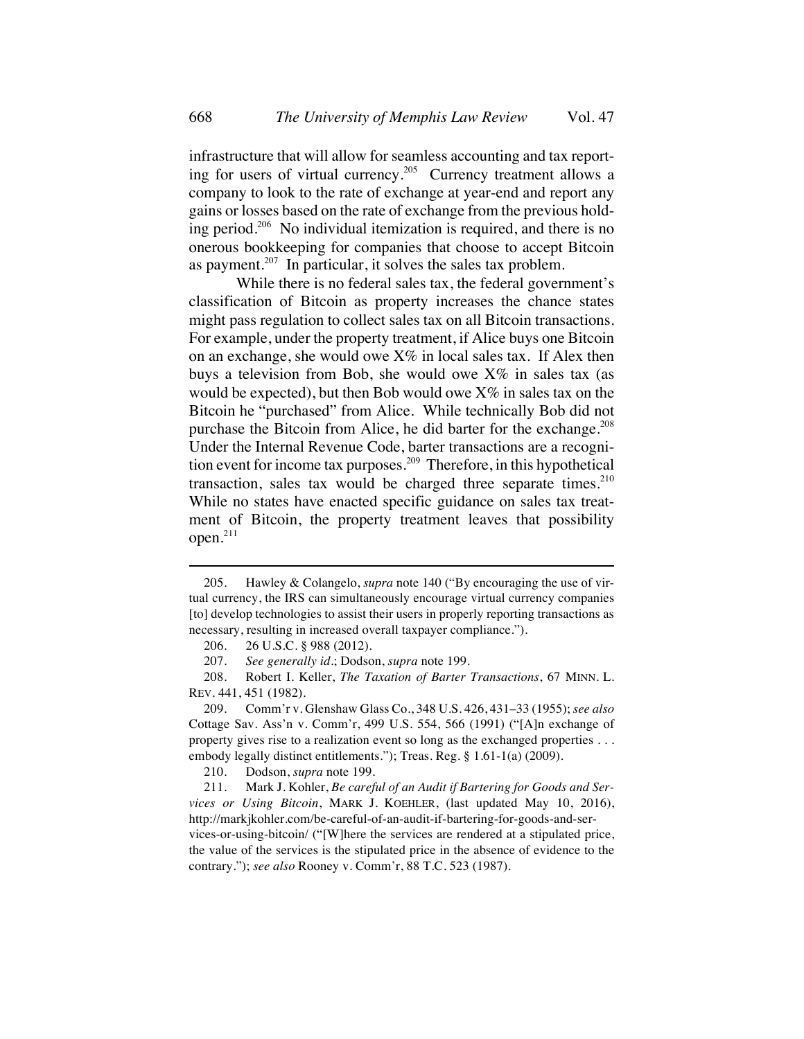infrastructure that will allow for seamless accounting and tax reporting for users of virtual currency.[205] Currency treatment allows a company to look to the rate of exchange at year-end and report any gains or losses based on the rate of exchange from the previous holding period.[206] No individual itemization is required, and there is no onerous bookkeeping for companies that choose to accept Bitcoin as payment.[207] In particular, it solves the sales tax problem.

While there is no federal sales tax, the federal government's classification of Bitcoin as property increases the chance states might pass regulation to collect sales tax on all Bitcoin transactions. For example, under the property treatment, if Alice buys one Bitcoin on an exchange, she would owe X% in local sales tax. If Alex then buys a television from Bob, she would owe X% in sales tax (as would be expected), but then Bob would owe X% in sales tax on the Bitcoin he "purchased" from Alice. While technically Bob did not purchase the Bitcoin from Alice, he did barter for the exchange.[208] Under the Internal Revenue Code, barter transactions are a recognition event for income tax purposes.[209] Therefore, in this hypothetical transaction, sales tax would be charged three separate times.[210] While no states have enacted specific guidance on sales tax treatment of Bitcoin, the property treatment leaves that possibility open.[211]

---

205. Hawley & Colangelo, *supra* note 140 ("By encouraging the use of virtual currency, the IRS can simultaneously encourage virtual currency companies [to] develop technologies to assist their users in properly reporting transactions as necessary, resulting in increased overall taxpayer compliance.").

206. 26 U.S.C. § 988 (2012).

207. *See generally id.*; Dodson, *supra* note 199.

208. Robert I. Keller, *The Taxation of Barter Transactions*, 67 MINN. L. REV. 441, 451 (1982).

209. Comm'r v. Glenshaw Glass Co., 348 U.S. 426, 431–33 (1955); *see also* Cottage Sav. Ass'n v. Comm'r, 499 U.S. 554, 566 (1991) ("[A]n exchange of property gives rise to a realization event so long as the exchanged properties . . . embody legally distinct entitlements."); Treas. Reg. § 1.61-1(a) (2009).

210. Dodson, *supra* note 199.

211. Mark J. Kohler, *Be careful of an Audit if Bartering for Goods and Services or Using Bitcoin*, MARK J. KOEHLER, (last updated May 10, 2016), http://markjkohler.com/be-careful-of-an-audit-if-bartering-for-goods-and-services-or-using-bitcoin/ ("[W]here the services are rendered at a stipulated price, the value of the services is the stipulated price in the absence of evidence to the contrary."); *see also* Rooney v. Comm'r, 88 T.C. 523 (1987).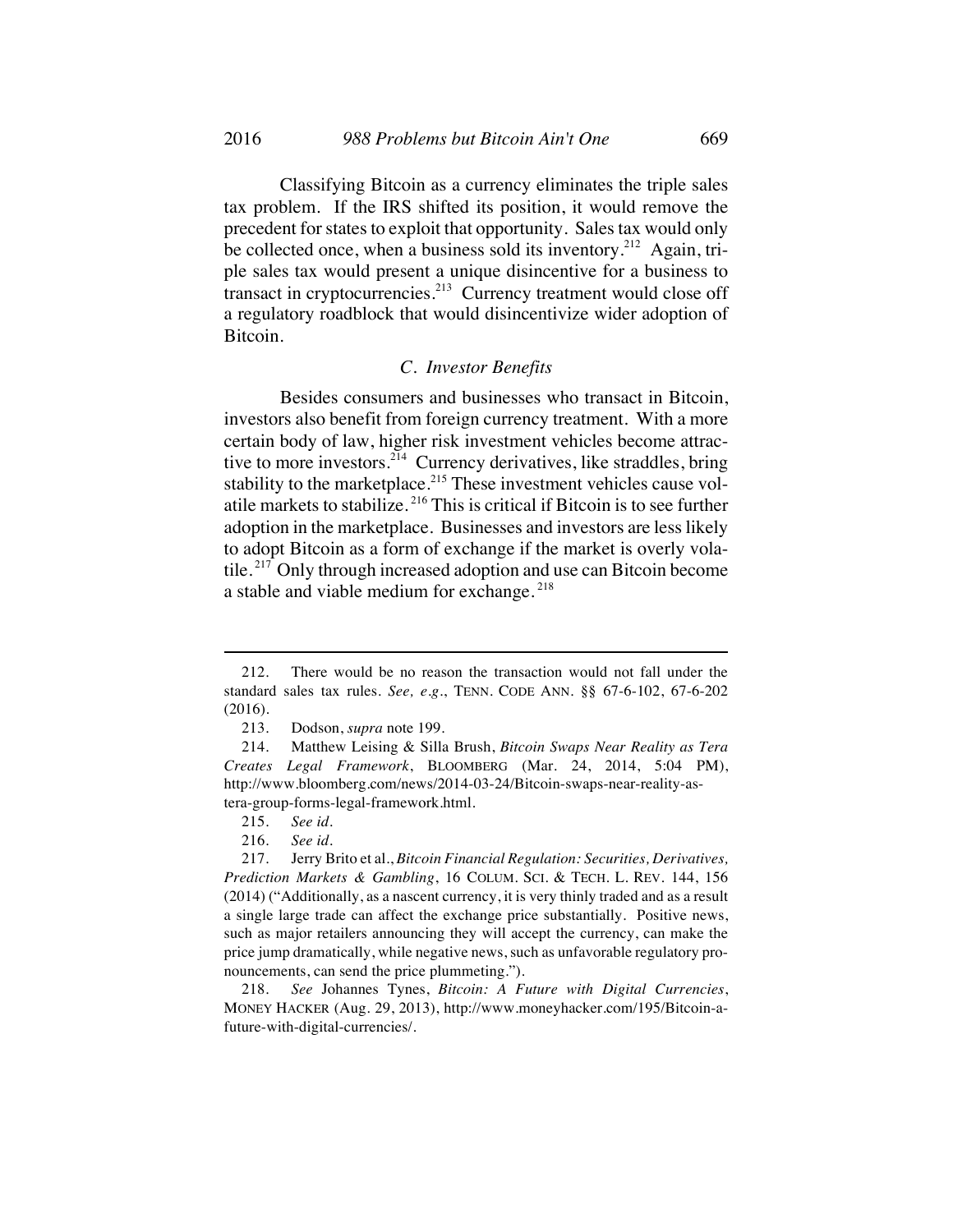Classifying Bitcoin as a currency eliminates the triple sales tax problem. If the IRS shifted its position, it would remove the precedent for states to exploit that opportunity. Sales tax would only be collected once, when a business sold its inventory.[212] Again, triple sales tax would present a unique disincentive for a business to transact in cryptocurrencies.[213] Currency treatment would close off a regulatory roadblock that would disincentivize wider adoption of Bitcoin.

### *C. Investor Benefits*

Besides consumers and businesses who transact in Bitcoin, investors also benefit from foreign currency treatment. With a more certain body of law, higher risk investment vehicles become attractive to more investors.[214] Currency derivatives, like straddles, bring stability to the marketplace.[215] These investment vehicles cause volatile markets to stabilize.[216] This is critical if Bitcoin is to see further adoption in the marketplace. Businesses and investors are less likely to adopt Bitcoin as a form of exchange if the market is overly volatile.[217] Only through increased adoption and use can Bitcoin become a stable and viable medium for exchange.[218]

---

212. There would be no reason the transaction would not fall under the standard sales tax rules. *See, e.g.*, TENN. CODE ANN. §§ 67-6-102, 67-6-202 (2016).

213. Dodson, *supra* note 199.

214. Matthew Leising & Silla Brush, *Bitcoin Swaps Near Reality as Tera Creates Legal Framework*, BLOOMBERG (Mar. 24, 2014, 5:04 PM), http://www.bloomberg.com/news/2014-03-24/Bitcoin-swaps-near-reality-as-tera-group-forms-legal-framework.html.

215. *See id.*

216. *See id.*

217. Jerry Brito et al., *Bitcoin Financial Regulation: Securities, Derivatives, Prediction Markets & Gambling*, 16 COLUM. SCI. & TECH. L. REV. 144, 156 (2014) ("Additionally, as a nascent currency, it is very thinly traded and as a result a single large trade can affect the exchange price substantially. Positive news, such as major retailers announcing they will accept the currency, can make the price jump dramatically, while negative news, such as unfavorable regulatory pronouncements, can send the price plummeting.").

218. *See* Johannes Tynes, *Bitcoin: A Future with Digital Currencies*, MONEY HACKER (Aug. 29, 2013), http://www.moneyhacker.com/195/Bitcoin-a-future-with-digital-currencies/.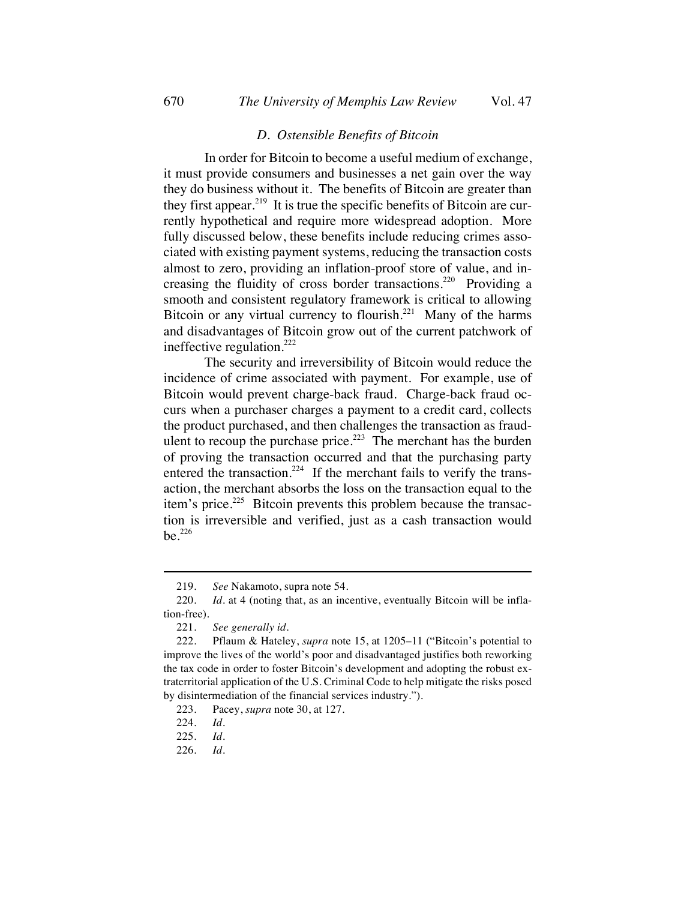### *D. Ostensible Benefits of Bitcoin*

In order for Bitcoin to become a useful medium of exchange, it must provide consumers and businesses a net gain over the way they do business without it. The benefits of Bitcoin are greater than they first appear.[219] It is true the specific benefits of Bitcoin are currently hypothetical and require more widespread adoption. More fully discussed below, these benefits include reducing crimes associated with existing payment systems, reducing the transaction costs almost to zero, providing an inflation-proof store of value, and increasing the fluidity of cross border transactions.[220] Providing a smooth and consistent regulatory framework is critical to allowing Bitcoin or any virtual currency to flourish.[221] Many of the harms and disadvantages of Bitcoin grow out of the current patchwork of ineffective regulation.[222]

The security and irreversibility of Bitcoin would reduce the incidence of crime associated with payment. For example, use of Bitcoin would prevent charge-back fraud. Charge-back fraud occurs when a purchaser charges a payment to a credit card, collects the product purchased, and then challenges the transaction as fraudulent to recoup the purchase price.[223] The merchant has the burden of proving the transaction occurred and that the purchasing party entered the transaction.[224] If the merchant fails to verify the transaction, the merchant absorbs the loss on the transaction equal to the item's price.[225] Bitcoin prevents this problem because the transaction is irreversible and verified, just as a cash transaction would be.[226]

---

219. *See* Nakamoto, supra note 54.

220. *Id.* at 4 (noting that, as an incentive, eventually Bitcoin will be inflation-free).

221. *See generally id.*

222. Pflaum & Hateley, *supra* note 15, at 1205–11 ("Bitcoin's potential to improve the lives of the world's poor and disadvantaged justifies both reworking the tax code in order to foster Bitcoin's development and adopting the robust extraterritorial application of the U.S. Criminal Code to help mitigate the risks posed by disintermediation of the financial services industry.").

223. Pacey, *supra* note 30, at 127.

224. *Id.*

225. *Id.*

226. *Id.*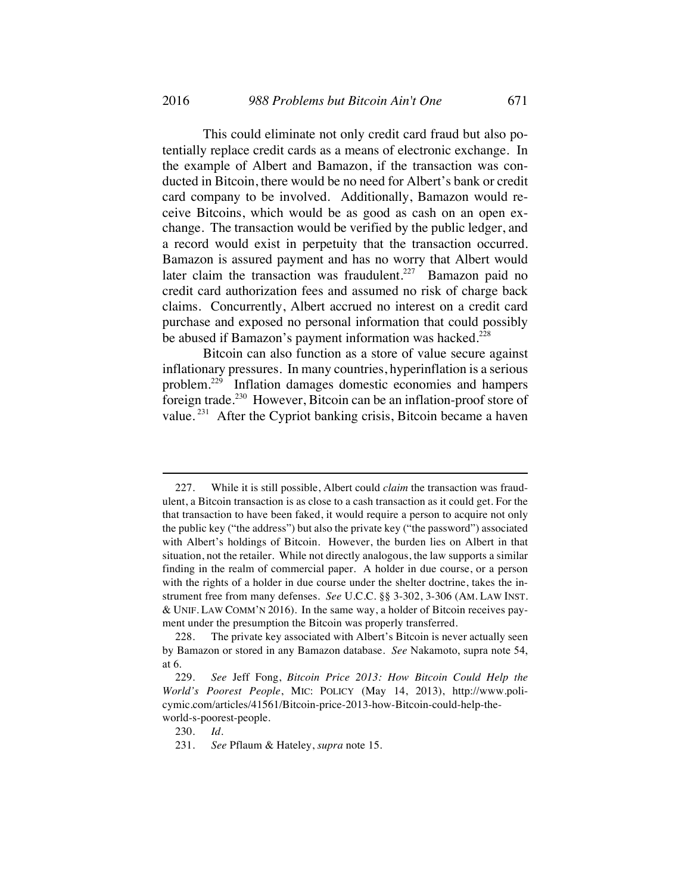This could eliminate not only credit card fraud but also potentially replace credit cards as a means of electronic exchange. In the example of Albert and Bamazon, if the transaction was conducted in Bitcoin, there would be no need for Albert's bank or credit card company to be involved. Additionally, Bamazon would receive Bitcoins, which would be as good as cash on an open exchange. The transaction would be verified by the public ledger, and a record would exist in perpetuity that the transaction occurred. Bamazon is assured payment and has no worry that Albert would later claim the transaction was fraudulent.[227] Bamazon paid no credit card authorization fees and assumed no risk of charge back claims. Concurrently, Albert accrued no interest on a credit card purchase and exposed no personal information that could possibly be abused if Bamazon's payment information was hacked.[228]

Bitcoin can also function as a store of value secure against inflationary pressures. In many countries, hyperinflation is a serious problem.[229] Inflation damages domestic economies and hampers foreign trade.[230] However, Bitcoin can be an inflation-proof store of value.[231] After the Cypriot banking crisis, Bitcoin became a haven

---

227. While it is still possible, Albert could *claim* the transaction was fraudulent, a Bitcoin transaction is as close to a cash transaction as it could get. For the that transaction to have been faked, it would require a person to acquire not only the public key ("the address") but also the private key ("the password") associated with Albert's holdings of Bitcoin. However, the burden lies on Albert in that situation, not the retailer. While not directly analogous, the law supports a similar finding in the realm of commercial paper. A holder in due course, or a person with the rights of a holder in due course under the shelter doctrine, takes the instrument free from many defenses. *See* U.C.C. §§ 3-302, 3-306 (AM. LAW INST. & UNIF. LAW COMM'N 2016). In the same way, a holder of Bitcoin receives payment under the presumption the Bitcoin was properly transferred.

228. The private key associated with Albert's Bitcoin is never actually seen by Bamazon or stored in any Bamazon database. *See* Nakamoto, supra note 54, at 6.

229. *See* Jeff Fong, *Bitcoin Price 2013: How Bitcoin Could Help the World's Poorest People*, MIC: POLICY (May 14, 2013), http://www.policymic.com/articles/41561/Bitcoin-price-2013-how-Bitcoin-could-help-the-world-s-poorest-people.

230. *Id*.

231. *See* Pflaum & Hateley, *supra* note 15.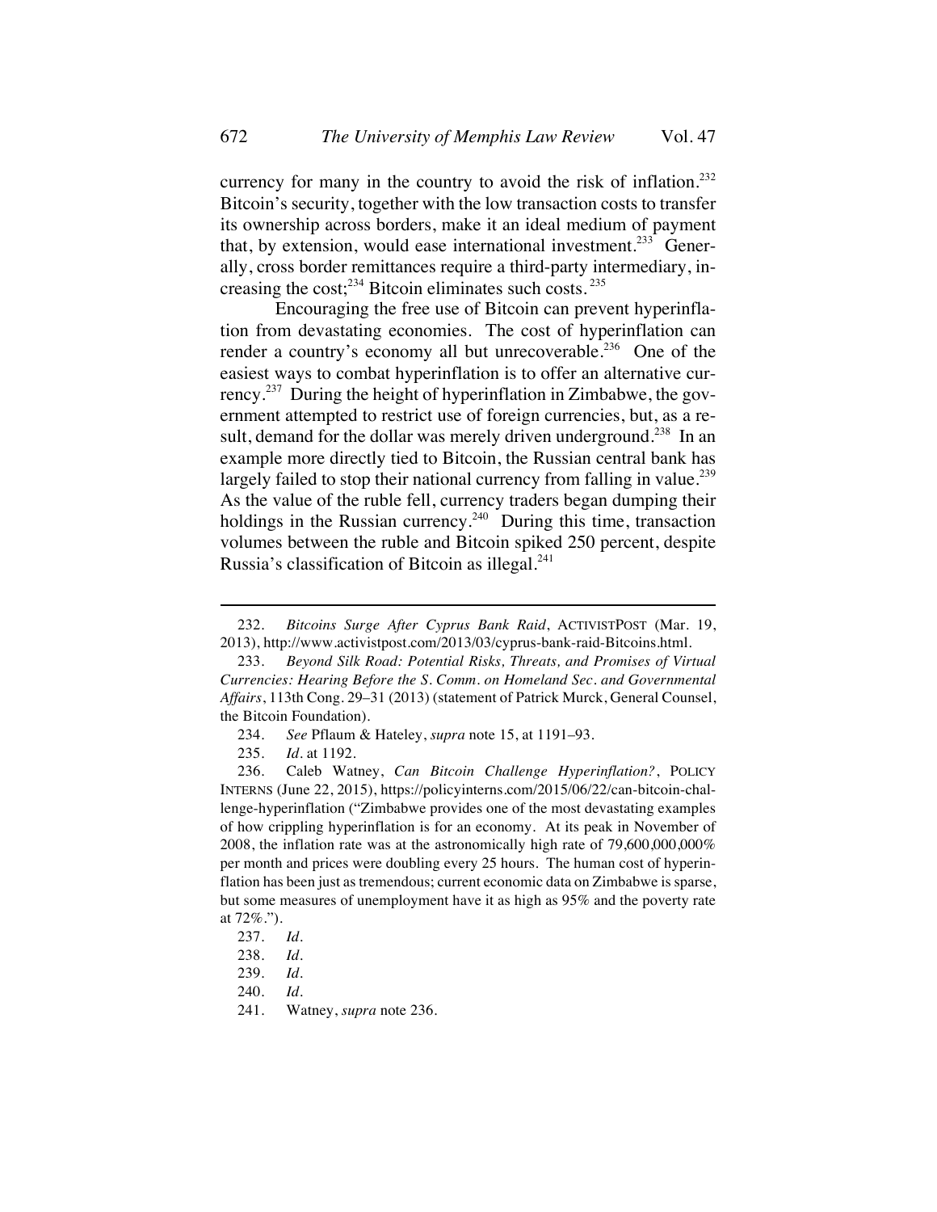currency for many in the country to avoid the risk of inflation.[232] Bitcoin's security, together with the low transaction costs to transfer its ownership across borders, make it an ideal medium of payment that, by extension, would ease international investment.[233] Generally, cross border remittances require a third-party intermediary, increasing the cost;[234] Bitcoin eliminates such costs.[235]

Encouraging the free use of Bitcoin can prevent hyperinflation from devastating economies. The cost of hyperinflation can render a country's economy all but unrecoverable.[236] One of the easiest ways to combat hyperinflation is to offer an alternative currency.[237] During the height of hyperinflation in Zimbabwe, the government attempted to restrict use of foreign currencies, but, as a result, demand for the dollar was merely driven underground.[238] In an example more directly tied to Bitcoin, the Russian central bank has largely failed to stop their national currency from falling in value.[239] As the value of the ruble fell, currency traders began dumping their holdings in the Russian currency.[240] During this time, transaction volumes between the ruble and Bitcoin spiked 250 percent, despite Russia's classification of Bitcoin as illegal.[241]

---

232. *Bitcoins Surge After Cyprus Bank Raid*, ACTIVISTPOST (Mar. 19, 2013), http://www.activistpost.com/2013/03/cyprus-bank-raid-Bitcoins.html.

233. *Beyond Silk Road: Potential Risks, Threats, and Promises of Virtual Currencies: Hearing Before the S. Comm. on Homeland Sec. and Governmental Affairs*, 113th Cong. 29–31 (2013) (statement of Patrick Murck, General Counsel, the Bitcoin Foundation).

234. *See* Pflaum & Hateley, *supra* note 15, at 1191–93.

235. *Id.* at 1192.

236. Caleb Watney, *Can Bitcoin Challenge Hyperinflation?*, POLICY INTERNS (June 22, 2015), https://policyinterns.com/2015/06/22/can-bitcoin-challenge-hyperinflation ("Zimbabwe provides one of the most devastating examples of how crippling hyperinflation is for an economy. At its peak in November of 2008, the inflation rate was at the astronomically high rate of 79,600,000,000% per month and prices were doubling every 25 hours. The human cost of hyperinflation has been just as tremendous; current economic data on Zimbabwe is sparse, but some measures of unemployment have it as high as 95% and the poverty rate at 72%.").

237. *Id.*

238. *Id.*

239. *Id.*

240. *Id.*

241. Watney, *supra* note 236.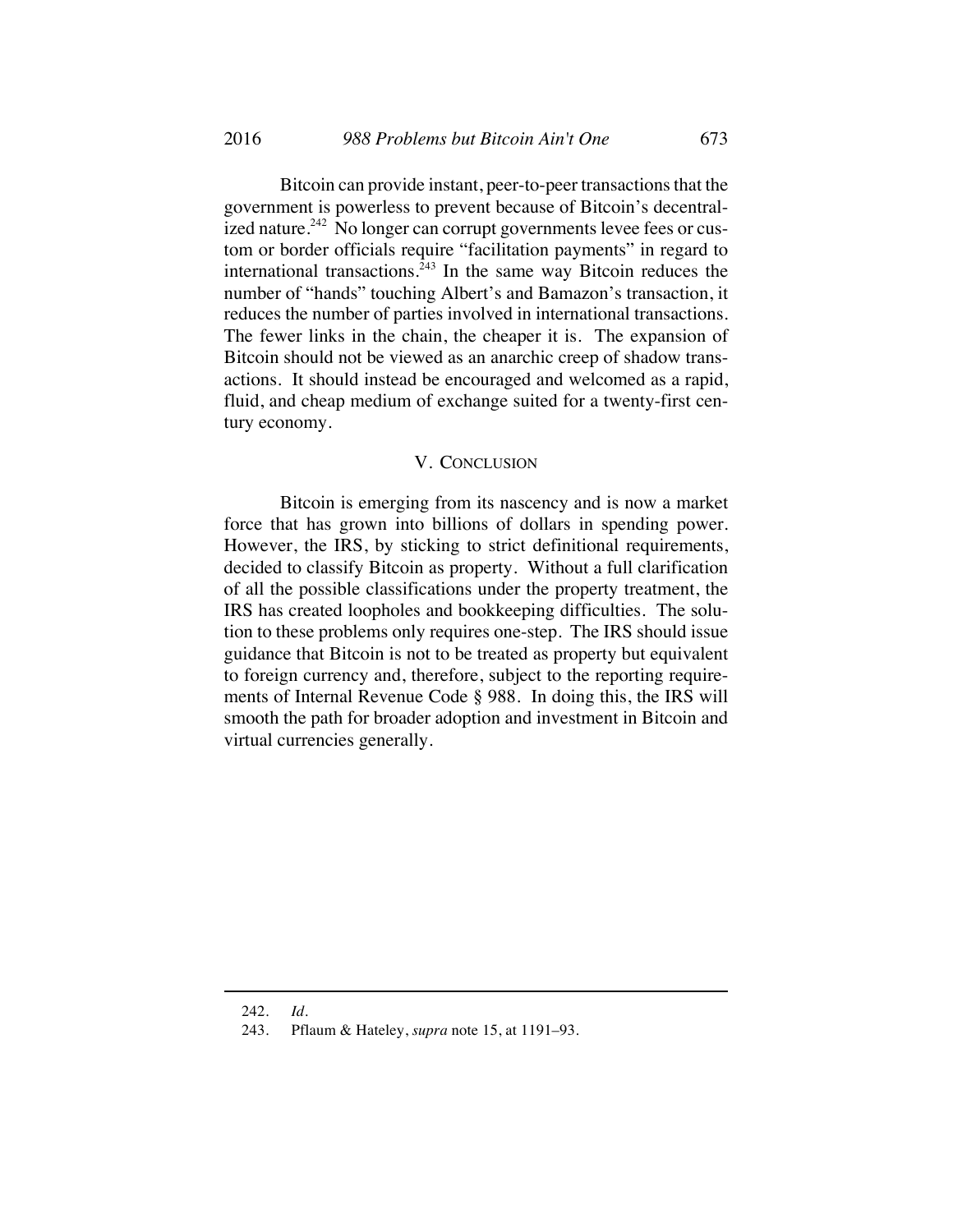Bitcoin can provide instant, peer-to-peer transactions that the government is powerless to prevent because of Bitcoin's decentralized nature.[242] No longer can corrupt governments levee fees or custom or border officials require "facilitation payments" in regard to international transactions.[243] In the same way Bitcoin reduces the number of "hands" touching Albert's and Bamazon's transaction, it reduces the number of parties involved in international transactions. The fewer links in the chain, the cheaper it is. The expansion of Bitcoin should not be viewed as an anarchic creep of shadow transactions. It should instead be encouraged and welcomed as a rapid, fluid, and cheap medium of exchange suited for a twenty-first century economy.

## V. CONCLUSION

Bitcoin is emerging from its nascency and is now a market force that has grown into billions of dollars in spending power. However, the IRS, by sticking to strict definitional requirements, decided to classify Bitcoin as property. Without a full clarification of all the possible classifications under the property treatment, the IRS has created loopholes and bookkeeping difficulties. The solution to these problems only requires one-step. The IRS should issue guidance that Bitcoin is not to be treated as property but equivalent to foreign currency and, therefore, subject to the reporting requirements of Internal Revenue Code § 988. In doing this, the IRS will smooth the path for broader adoption and investment in Bitcoin and virtual currencies generally.

---

242. *Id.*

243. Pflaum & Hateley, *supra* note 15, at 1191–93.